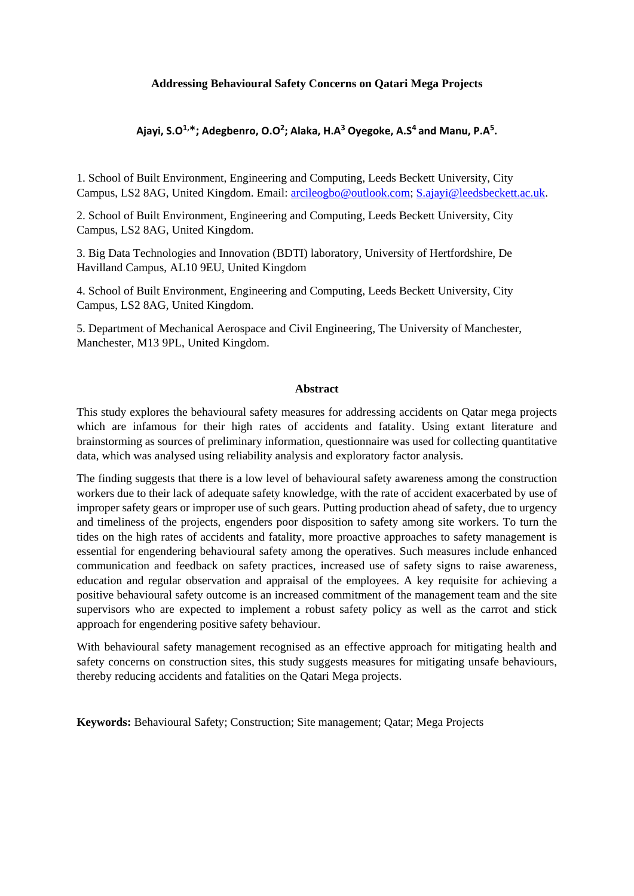# Addressing Behavioural Safety Concerns on Qatari Mega Projects

**Ajayi, S.O[1,*]; Adegbenro, O.O[2]; Alaka, H.A[3] Oyegoke, A.S[4] and Manu, P.A[5].**

1. School of Built Environment, Engineering and Computing, Leeds Beckett University, City Campus, LS2 8AG, United Kingdom. Email: arcileogbo@outlook.com; S.ajayi@leedsbeckett.ac.uk.

2. School of Built Environment, Engineering and Computing, Leeds Beckett University, City Campus, LS2 8AG, United Kingdom.

3. Big Data Technologies and Innovation (BDTI) laboratory, University of Hertfordshire, De Havilland Campus, AL10 9EU, United Kingdom

4. School of Built Environment, Engineering and Computing, Leeds Beckett University, City Campus, LS2 8AG, United Kingdom.

5. Department of Mechanical Aerospace and Civil Engineering, The University of Manchester, Manchester, M13 9PL, United Kingdom.

## Abstract

This study explores the behavioural safety measures for addressing accidents on Qatar mega projects which are infamous for their high rates of accidents and fatality. Using extant literature and brainstorming as sources of preliminary information, questionnaire was used for collecting quantitative data, which was analysed using reliability analysis and exploratory factor analysis.

The finding suggests that there is a low level of behavioural safety awareness among the construction workers due to their lack of adequate safety knowledge, with the rate of accident exacerbated by use of improper safety gears or improper use of such gears. Putting production ahead of safety, due to urgency and timeliness of the projects, engenders poor disposition to safety among site workers. To turn the tides on the high rates of accidents and fatality, more proactive approaches to safety management is essential for engendering behavioural safety among the operatives. Such measures include enhanced communication and feedback on safety practices, increased use of safety signs to raise awareness, education and regular observation and appraisal of the employees. A key requisite for achieving a positive behavioural safety outcome is an increased commitment of the management team and the site supervisors who are expected to implement a robust safety policy as well as the carrot and stick approach for engendering positive safety behaviour.

With behavioural safety management recognised as an effective approach for mitigating health and safety concerns on construction sites, this study suggests measures for mitigating unsafe behaviours, thereby reducing accidents and fatalities on the Qatari Mega projects.

**Keywords:** Behavioural Safety; Construction; Site management; Qatar; Mega Projects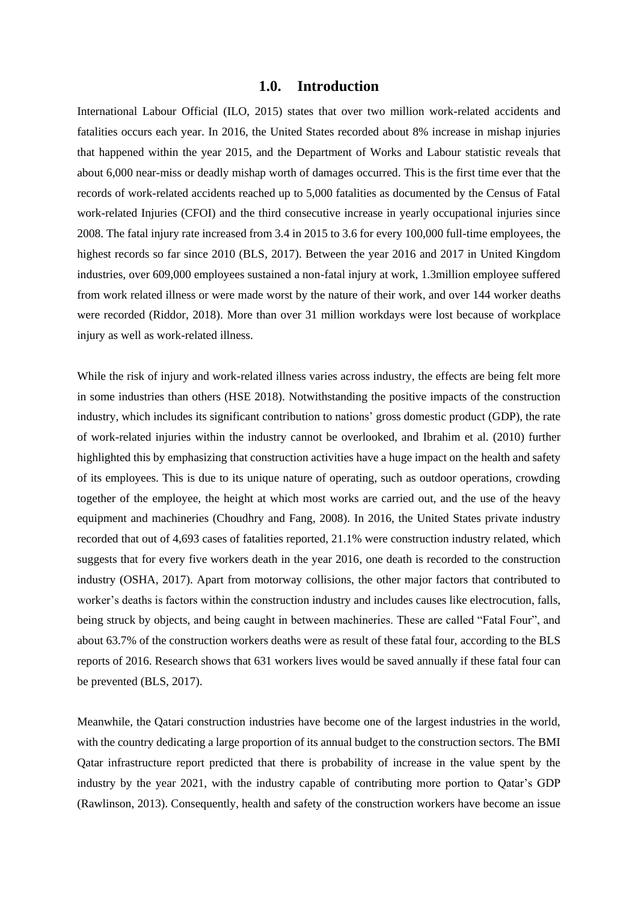# 1.0. Introduction

International Labour Official (ILO, 2015) states that over two million work-related accidents and fatalities occurs each year. In 2016, the United States recorded about 8% increase in mishap injuries that happened within the year 2015, and the Department of Works and Labour statistic reveals that about 6,000 near-miss or deadly mishap worth of damages occurred. This is the first time ever that the records of work-related accidents reached up to 5,000 fatalities as documented by the Census of Fatal work-related Injuries (CFOI) and the third consecutive increase in yearly occupational injuries since 2008. The fatal injury rate increased from 3.4 in 2015 to 3.6 for every 100,000 full-time employees, the highest records so far since 2010 (BLS, 2017). Between the year 2016 and 2017 in United Kingdom industries, over 609,000 employees sustained a non-fatal injury at work, 1.3million employee suffered from work related illness or were made worst by the nature of their work, and over 144 worker deaths were recorded (Riddor, 2018). More than over 31 million workdays were lost because of workplace injury as well as work-related illness.

While the risk of injury and work-related illness varies across industry, the effects are being felt more in some industries than others (HSE 2018). Notwithstanding the positive impacts of the construction industry, which includes its significant contribution to nations' gross domestic product (GDP), the rate of work-related injuries within the industry cannot be overlooked, and Ibrahim et al. (2010) further highlighted this by emphasizing that construction activities have a huge impact on the health and safety of its employees. This is due to its unique nature of operating, such as outdoor operations, crowding together of the employee, the height at which most works are carried out, and the use of the heavy equipment and machineries (Choudhry and Fang, 2008). In 2016, the United States private industry recorded that out of 4,693 cases of fatalities reported, 21.1% were construction industry related, which suggests that for every five workers death in the year 2016, one death is recorded to the construction industry (OSHA, 2017). Apart from motorway collisions, the other major factors that contributed to worker's deaths is factors within the construction industry and includes causes like electrocution, falls, being struck by objects, and being caught in between machineries. These are called "Fatal Four", and about 63.7% of the construction workers deaths were as result of these fatal four, according to the BLS reports of 2016. Research shows that 631 workers lives would be saved annually if these fatal four can be prevented (BLS, 2017).

Meanwhile, the Qatari construction industries have become one of the largest industries in the world, with the country dedicating a large proportion of its annual budget to the construction sectors. The BMI Qatar infrastructure report predicted that there is probability of increase in the value spent by the industry by the year 2021, with the industry capable of contributing more portion to Qatar's GDP (Rawlinson, 2013). Consequently, health and safety of the construction workers have become an issue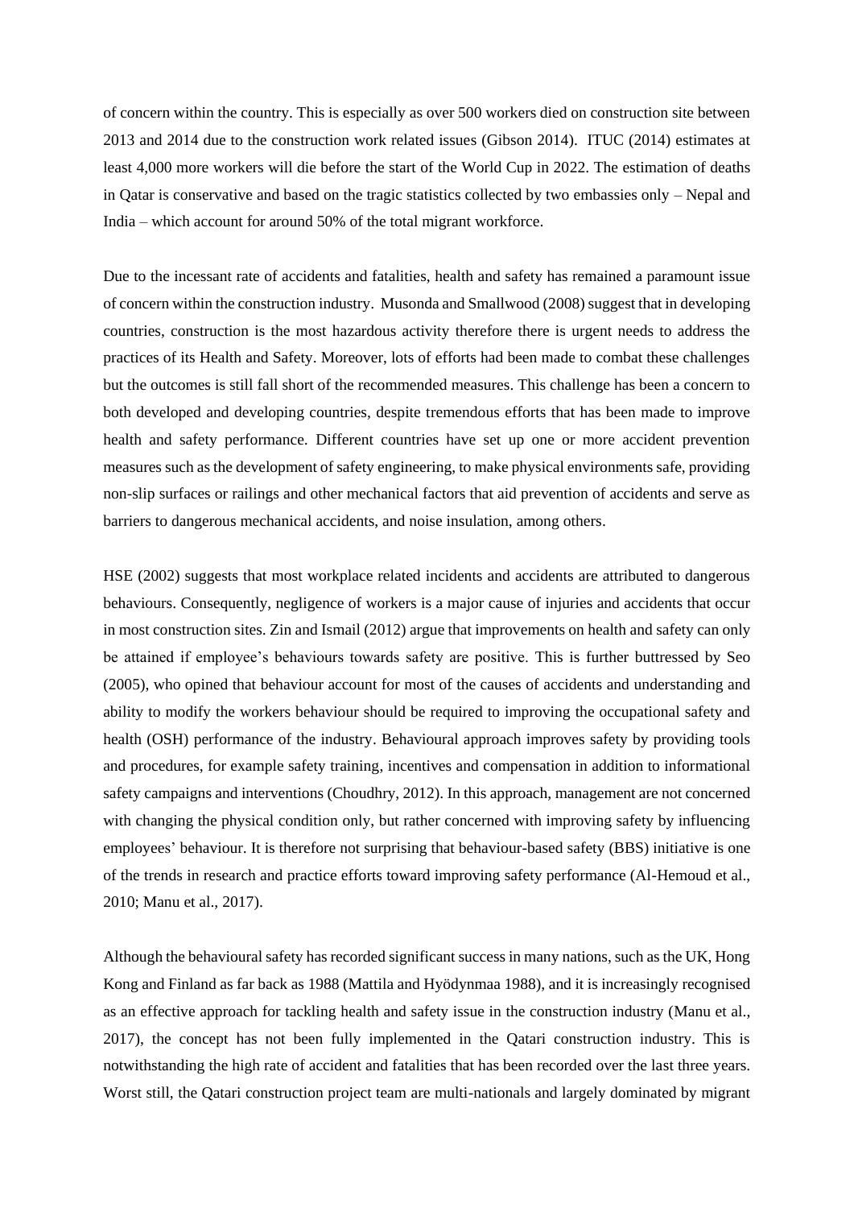of concern within the country. This is especially as over 500 workers died on construction site between 2013 and 2014 due to the construction work related issues (Gibson 2014). ITUC (2014) estimates at least 4,000 more workers will die before the start of the World Cup in 2022. The estimation of deaths in Qatar is conservative and based on the tragic statistics collected by two embassies only – Nepal and India – which account for around 50% of the total migrant workforce.

Due to the incessant rate of accidents and fatalities, health and safety has remained a paramount issue of concern within the construction industry. Musonda and Smallwood (2008) suggest that in developing countries, construction is the most hazardous activity therefore there is urgent needs to address the practices of its Health and Safety. Moreover, lots of efforts had been made to combat these challenges but the outcomes is still fall short of the recommended measures. This challenge has been a concern to both developed and developing countries, despite tremendous efforts that has been made to improve health and safety performance. Different countries have set up one or more accident prevention measures such as the development of safety engineering, to make physical environments safe, providing non-slip surfaces or railings and other mechanical factors that aid prevention of accidents and serve as barriers to dangerous mechanical accidents, and noise insulation, among others.

HSE (2002) suggests that most workplace related incidents and accidents are attributed to dangerous behaviours. Consequently, negligence of workers is a major cause of injuries and accidents that occur in most construction sites. Zin and Ismail (2012) argue that improvements on health and safety can only be attained if employee's behaviours towards safety are positive. This is further buttressed by Seo (2005), who opined that behaviour account for most of the causes of accidents and understanding and ability to modify the workers behaviour should be required to improving the occupational safety and health (OSH) performance of the industry. Behavioural approach improves safety by providing tools and procedures, for example safety training, incentives and compensation in addition to informational safety campaigns and interventions (Choudhry, 2012). In this approach, management are not concerned with changing the physical condition only, but rather concerned with improving safety by influencing employees' behaviour. It is therefore not surprising that behaviour-based safety (BBS) initiative is one of the trends in research and practice efforts toward improving safety performance (Al-Hemoud et al., 2010; Manu et al., 2017).

Although the behavioural safety has recorded significant success in many nations, such as the UK, Hong Kong and Finland as far back as 1988 (Mattila and Hyödynmaa 1988), and it is increasingly recognised as an effective approach for tackling health and safety issue in the construction industry (Manu et al., 2017), the concept has not been fully implemented in the Qatari construction industry. This is notwithstanding the high rate of accident and fatalities that has been recorded over the last three years. Worst still, the Qatari construction project team are multi-nationals and largely dominated by migrant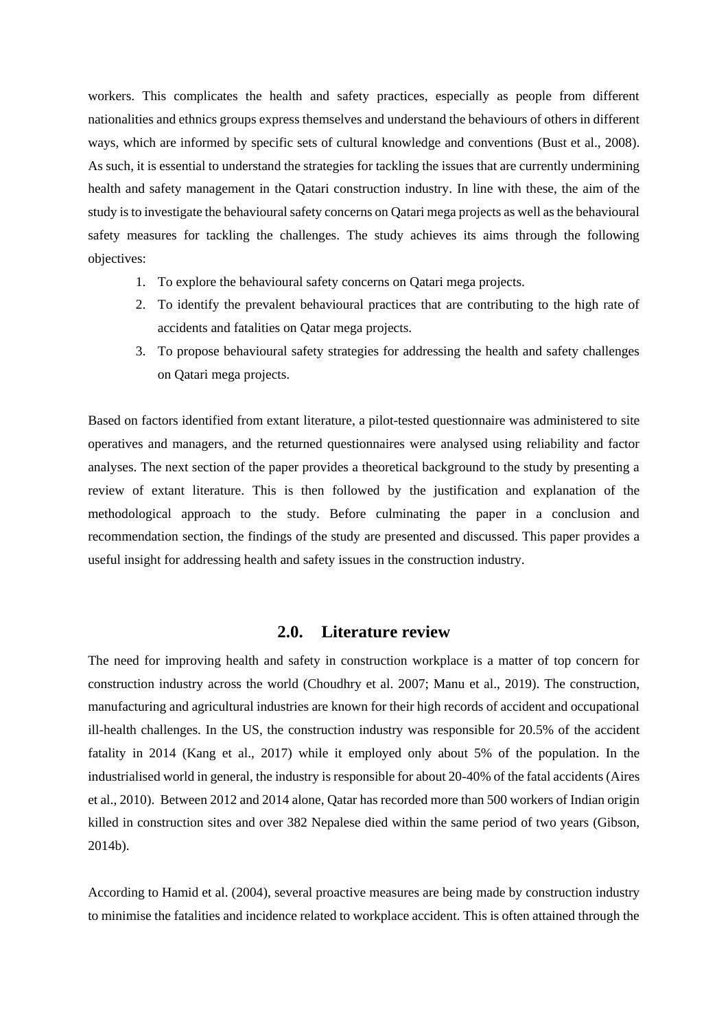workers. This complicates the health and safety practices, especially as people from different nationalities and ethnics groups express themselves and understand the behaviours of others in different ways, which are informed by specific sets of cultural knowledge and conventions (Bust et al., 2008). As such, it is essential to understand the strategies for tackling the issues that are currently undermining health and safety management in the Qatari construction industry. In line with these, the aim of the study is to investigate the behavioural safety concerns on Qatari mega projects as well as the behavioural safety measures for tackling the challenges. The study achieves its aims through the following objectives:

1. To explore the behavioural safety concerns on Qatari mega projects.
2. To identify the prevalent behavioural practices that are contributing to the high rate of accidents and fatalities on Qatar mega projects.
3. To propose behavioural safety strategies for addressing the health and safety challenges on Qatari mega projects.

Based on factors identified from extant literature, a pilot-tested questionnaire was administered to site operatives and managers, and the returned questionnaires were analysed using reliability and factor analyses. The next section of the paper provides a theoretical background to the study by presenting a review of extant literature. This is then followed by the justification and explanation of the methodological approach to the study. Before culminating the paper in a conclusion and recommendation section, the findings of the study are presented and discussed. This paper provides a useful insight for addressing health and safety issues in the construction industry.

## 2.0. Literature review

The need for improving health and safety in construction workplace is a matter of top concern for construction industry across the world (Choudhry et al. 2007; Manu et al., 2019). The construction, manufacturing and agricultural industries are known for their high records of accident and occupational ill-health challenges. In the US, the construction industry was responsible for 20.5% of the accident fatality in 2014 (Kang et al., 2017) while it employed only about 5% of the population. In the industrialised world in general, the industry is responsible for about 20-40% of the fatal accidents (Aires et al., 2010). Between 2012 and 2014 alone, Qatar has recorded more than 500 workers of Indian origin killed in construction sites and over 382 Nepalese died within the same period of two years (Gibson, 2014b).

According to Hamid et al. (2004), several proactive measures are being made by construction industry to minimise the fatalities and incidence related to workplace accident. This is often attained through the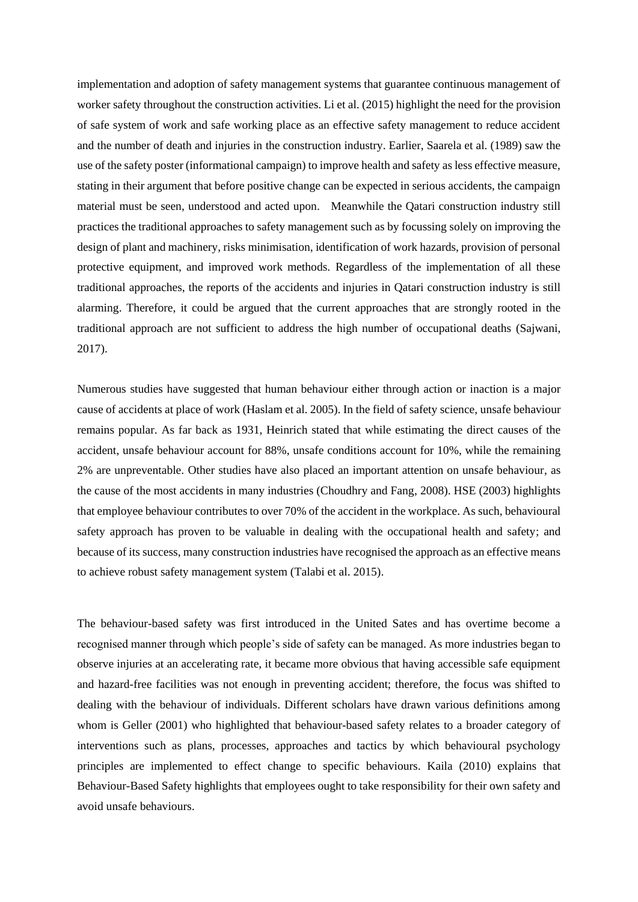implementation and adoption of safety management systems that guarantee continuous management of worker safety throughout the construction activities. Li et al. (2015) highlight the need for the provision of safe system of work and safe working place as an effective safety management to reduce accident and the number of death and injuries in the construction industry. Earlier, Saarela et al. (1989) saw the use of the safety poster (informational campaign) to improve health and safety as less effective measure, stating in their argument that before positive change can be expected in serious accidents, the campaign material must be seen, understood and acted upon. Meanwhile the Qatari construction industry still practices the traditional approaches to safety management such as by focussing solely on improving the design of plant and machinery, risks minimisation, identification of work hazards, provision of personal protective equipment, and improved work methods. Regardless of the implementation of all these traditional approaches, the reports of the accidents and injuries in Qatari construction industry is still alarming. Therefore, it could be argued that the current approaches that are strongly rooted in the traditional approach are not sufficient to address the high number of occupational deaths (Sajwani, 2017).

Numerous studies have suggested that human behaviour either through action or inaction is a major cause of accidents at place of work (Haslam et al. 2005). In the field of safety science, unsafe behaviour remains popular. As far back as 1931, Heinrich stated that while estimating the direct causes of the accident, unsafe behaviour account for 88%, unsafe conditions account for 10%, while the remaining 2% are unpreventable. Other studies have also placed an important attention on unsafe behaviour, as the cause of the most accidents in many industries (Choudhry and Fang, 2008). HSE (2003) highlights that employee behaviour contributes to over 70% of the accident in the workplace. As such, behavioural safety approach has proven to be valuable in dealing with the occupational health and safety; and because of its success, many construction industries have recognised the approach as an effective means to achieve robust safety management system (Talabi et al. 2015).

The behaviour-based safety was first introduced in the United Sates and has overtime become a recognised manner through which people's side of safety can be managed. As more industries began to observe injuries at an accelerating rate, it became more obvious that having accessible safe equipment and hazard-free facilities was not enough in preventing accident; therefore, the focus was shifted to dealing with the behaviour of individuals. Different scholars have drawn various definitions among whom is Geller (2001) who highlighted that behaviour-based safety relates to a broader category of interventions such as plans, processes, approaches and tactics by which behavioural psychology principles are implemented to effect change to specific behaviours. Kaila (2010) explains that Behaviour-Based Safety highlights that employees ought to take responsibility for their own safety and avoid unsafe behaviours.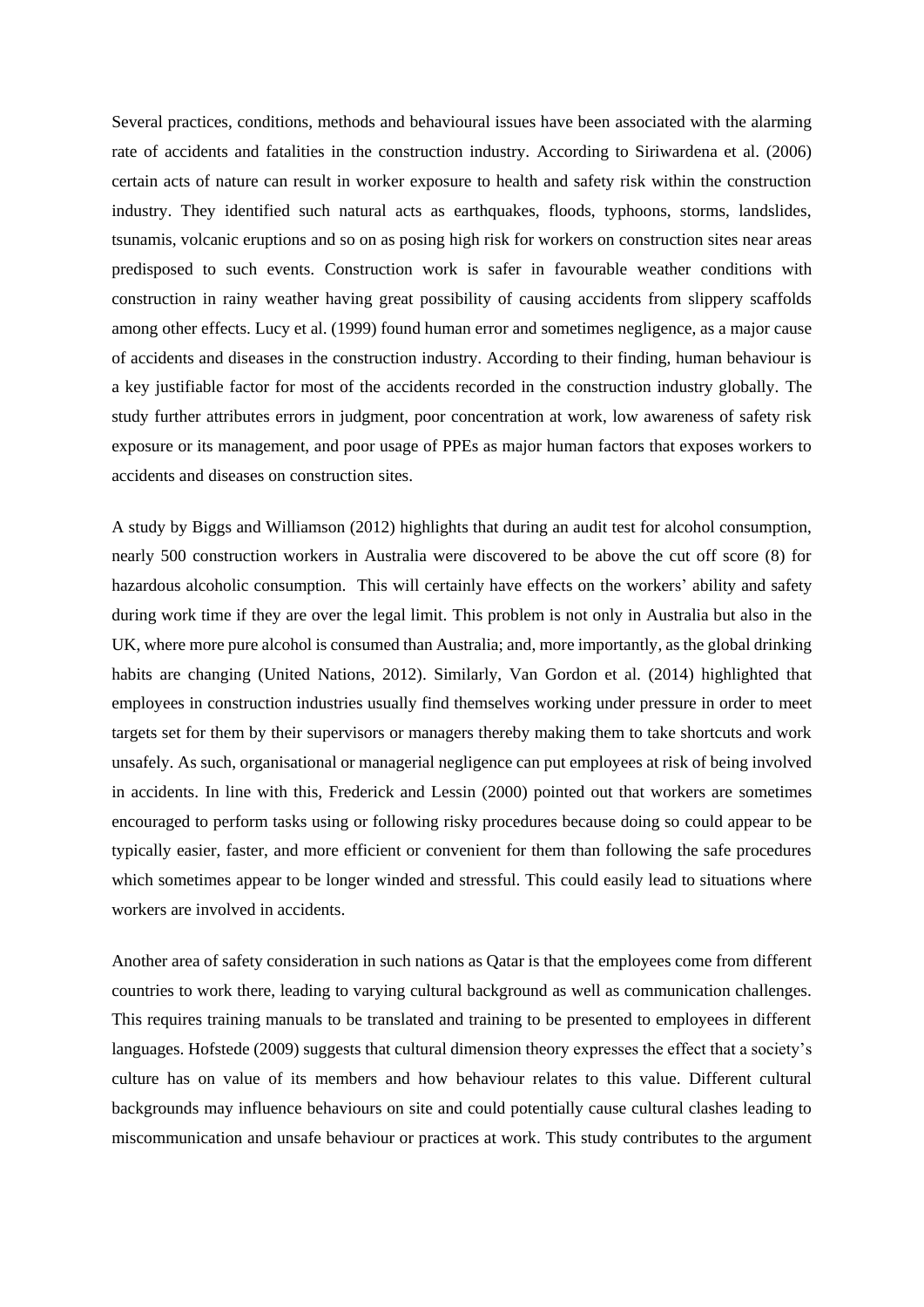Several practices, conditions, methods and behavioural issues have been associated with the alarming rate of accidents and fatalities in the construction industry. According to Siriwardena et al. (2006) certain acts of nature can result in worker exposure to health and safety risk within the construction industry. They identified such natural acts as earthquakes, floods, typhoons, storms, landslides, tsunamis, volcanic eruptions and so on as posing high risk for workers on construction sites near areas predisposed to such events. Construction work is safer in favourable weather conditions with construction in rainy weather having great possibility of causing accidents from slippery scaffolds among other effects. Lucy et al. (1999) found human error and sometimes negligence, as a major cause of accidents and diseases in the construction industry. According to their finding, human behaviour is a key justifiable factor for most of the accidents recorded in the construction industry globally. The study further attributes errors in judgment, poor concentration at work, low awareness of safety risk exposure or its management, and poor usage of PPEs as major human factors that exposes workers to accidents and diseases on construction sites.

A study by Biggs and Williamson (2012) highlights that during an audit test for alcohol consumption, nearly 500 construction workers in Australia were discovered to be above the cut off score (8) for hazardous alcoholic consumption. This will certainly have effects on the workers' ability and safety during work time if they are over the legal limit. This problem is not only in Australia but also in the UK, where more pure alcohol is consumed than Australia; and, more importantly, as the global drinking habits are changing (United Nations, 2012). Similarly, Van Gordon et al. (2014) highlighted that employees in construction industries usually find themselves working under pressure in order to meet targets set for them by their supervisors or managers thereby making them to take shortcuts and work unsafely. As such, organisational or managerial negligence can put employees at risk of being involved in accidents. In line with this, Frederick and Lessin (2000) pointed out that workers are sometimes encouraged to perform tasks using or following risky procedures because doing so could appear to be typically easier, faster, and more efficient or convenient for them than following the safe procedures which sometimes appear to be longer winded and stressful. This could easily lead to situations where workers are involved in accidents.

Another area of safety consideration in such nations as Qatar is that the employees come from different countries to work there, leading to varying cultural background as well as communication challenges. This requires training manuals to be translated and training to be presented to employees in different languages. Hofstede (2009) suggests that cultural dimension theory expresses the effect that a society's culture has on value of its members and how behaviour relates to this value. Different cultural backgrounds may influence behaviours on site and could potentially cause cultural clashes leading to miscommunication and unsafe behaviour or practices at work. This study contributes to the argument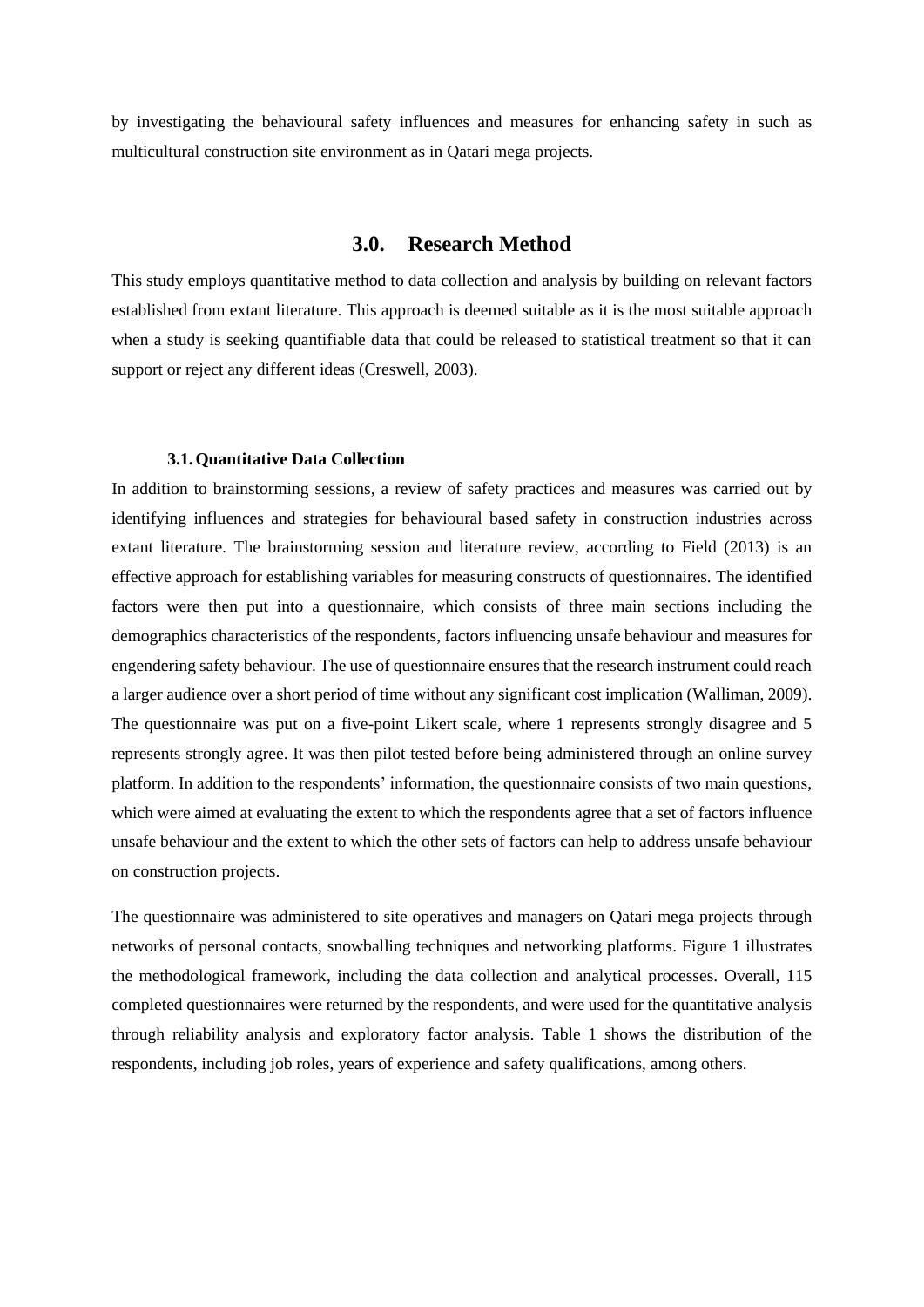by investigating the behavioural safety influences and measures for enhancing safety in such as multicultural construction site environment as in Qatari mega projects.

## 3.0. Research Method

This study employs quantitative method to data collection and analysis by building on relevant factors established from extant literature. This approach is deemed suitable as it is the most suitable approach when a study is seeking quantifiable data that could be released to statistical treatment so that it can support or reject any different ideas (Creswell, 2003).

### 3.1. Quantitative Data Collection

In addition to brainstorming sessions, a review of safety practices and measures was carried out by identifying influences and strategies for behavioural based safety in construction industries across extant literature. The brainstorming session and literature review, according to Field (2013) is an effective approach for establishing variables for measuring constructs of questionnaires. The identified factors were then put into a questionnaire, which consists of three main sections including the demographics characteristics of the respondents, factors influencing unsafe behaviour and measures for engendering safety behaviour. The use of questionnaire ensures that the research instrument could reach a larger audience over a short period of time without any significant cost implication (Walliman, 2009). The questionnaire was put on a five-point Likert scale, where 1 represents strongly disagree and 5 represents strongly agree. It was then pilot tested before being administered through an online survey platform. In addition to the respondents' information, the questionnaire consists of two main questions, which were aimed at evaluating the extent to which the respondents agree that a set of factors influence unsafe behaviour and the extent to which the other sets of factors can help to address unsafe behaviour on construction projects.

The questionnaire was administered to site operatives and managers on Qatari mega projects through networks of personal contacts, snowballing techniques and networking platforms. Figure 1 illustrates the methodological framework, including the data collection and analytical processes. Overall, 115 completed questionnaires were returned by the respondents, and were used for the quantitative analysis through reliability analysis and exploratory factor analysis. Table 1 shows the distribution of the respondents, including job roles, years of experience and safety qualifications, among others.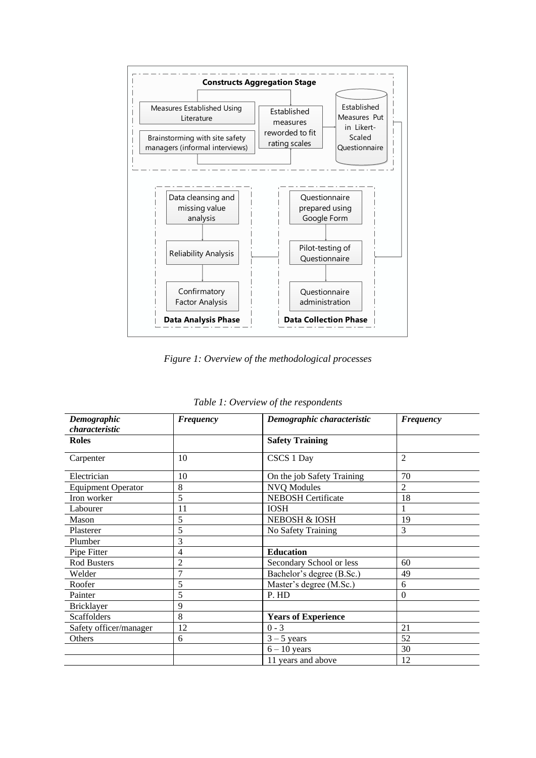**Constructs Aggregation Stage**

- Measures Established Using Literature
- Brainstorming with site safety managers (informal interviews)
- Established measures reworded to fit rating scales
- Established Measures Put in Likert-Scaled Questionnaire

**Data Collection Phase**

- Questionnaire prepared using Google Form
- Pilot-testing of Questionnaire
- Questionnaire administration

**Data Analysis Phase**

- Data cleansing and missing value analysis
- Reliability Analysis
- Confirmatory Factor Analysis

*Figure 1: Overview of the methodological processes*

*Table 1: Overview of the respondents*

| *Demographic characteristic* | *Frequency* | *Demographic characteristic* | *Frequency* |
|---|---|---|---|
| **Roles** | | **Safety Training** | |
| Carpenter | 10 | CSCS 1 Day | 2 |
| Electrician | 10 | On the job Safety Training | 70 |
| Equipment Operator | 8 | NVQ Modules | 2 |
| Iron worker | 5 | NEBOSH Certificate | 18 |
| Labourer | 11 | IOSH | 1 |
| Mason | 5 | NEBOSH & IOSH | 19 |
| Plasterer | 5 | No Safety Training | 3 |
| Plumber | 3 | | |
| Pipe Fitter | 4 | **Education** | |
| Rod Busters | 2 | Secondary School or less | 60 |
| Welder | 7 | Bachelor's degree (B.Sc.) | 49 |
| Roofer | 5 | Master's degree (M.Sc.) | 6 |
| Painter | 5 | P. HD | 0 |
| Bricklayer | 9 | | |
| Scaffolders | 8 | **Years of Experience** | |
| Safety officer/manager | 12 | 0 - 3 | 21 |
| Others | 6 | 3 – 5 years | 52 |
| | | 6 – 10 years | 30 |
| | | 11 years and above | 12 |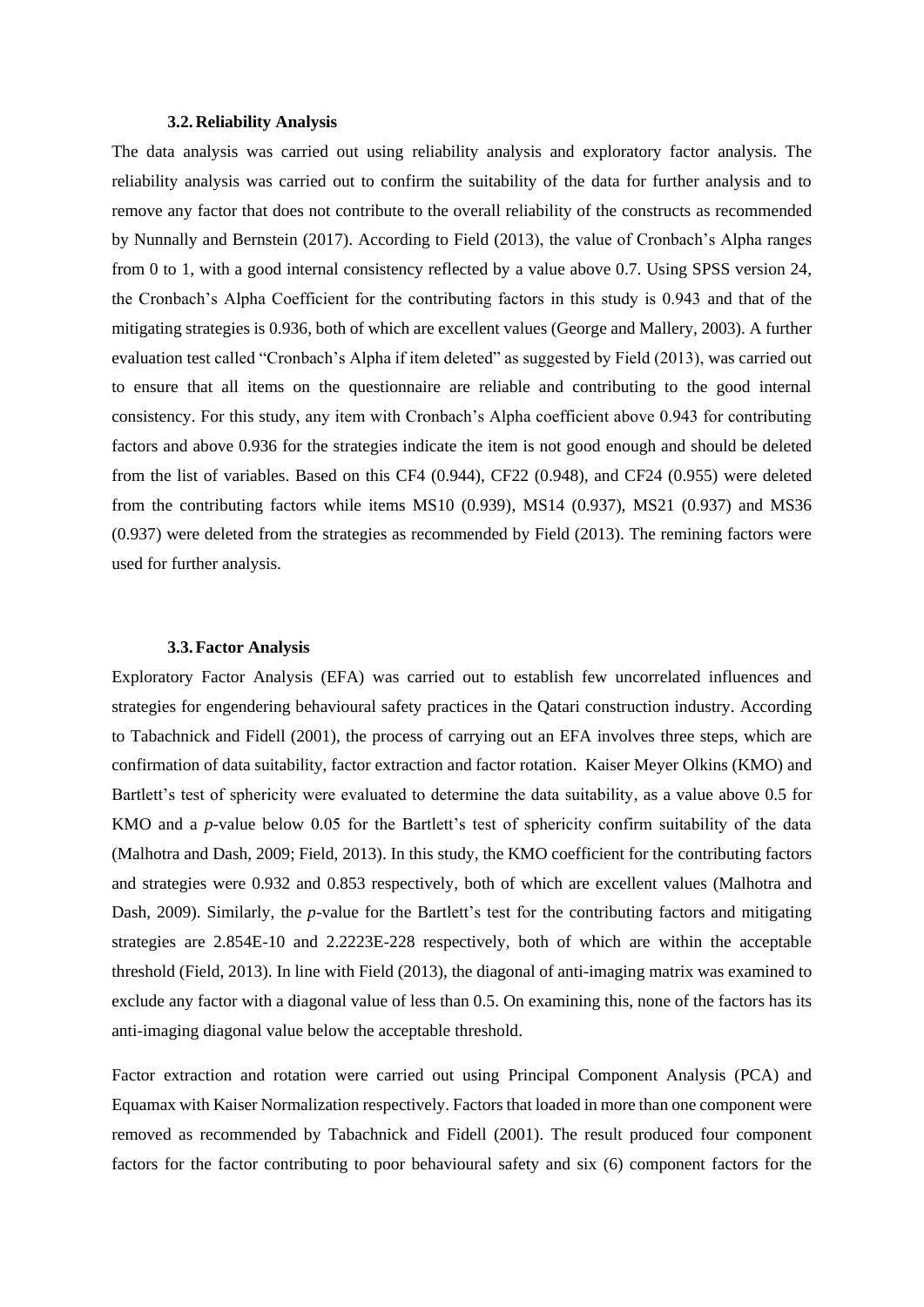### 3.2. Reliability Analysis

The data analysis was carried out using reliability analysis and exploratory factor analysis. The reliability analysis was carried out to confirm the suitability of the data for further analysis and to remove any factor that does not contribute to the overall reliability of the constructs as recommended by Nunnally and Bernstein (2017). According to Field (2013), the value of Cronbach's Alpha ranges from 0 to 1, with a good internal consistency reflected by a value above 0.7. Using SPSS version 24, the Cronbach's Alpha Coefficient for the contributing factors in this study is 0.943 and that of the mitigating strategies is 0.936, both of which are excellent values (George and Mallery, 2003). A further evaluation test called "Cronbach's Alpha if item deleted" as suggested by Field (2013), was carried out to ensure that all items on the questionnaire are reliable and contributing to the good internal consistency. For this study, any item with Cronbach's Alpha coefficient above 0.943 for contributing factors and above 0.936 for the strategies indicate the item is not good enough and should be deleted from the list of variables. Based on this CF4 (0.944), CF22 (0.948), and CF24 (0.955) were deleted from the contributing factors while items MS10 (0.939), MS14 (0.937), MS21 (0.937) and MS36 (0.937) were deleted from the strategies as recommended by Field (2013). The remining factors were used for further analysis.

### 3.3. Factor Analysis

Exploratory Factor Analysis (EFA) was carried out to establish few uncorrelated influences and strategies for engendering behavioural safety practices in the Qatari construction industry. According to Tabachnick and Fidell (2001), the process of carrying out an EFA involves three steps, which are confirmation of data suitability, factor extraction and factor rotation. Kaiser Meyer Olkins (KMO) and Bartlett's test of sphericity were evaluated to determine the data suitability, as a value above 0.5 for KMO and a *p*-value below 0.05 for the Bartlett's test of sphericity confirm suitability of the data (Malhotra and Dash, 2009; Field, 2013). In this study, the KMO coefficient for the contributing factors and strategies were 0.932 and 0.853 respectively, both of which are excellent values (Malhotra and Dash, 2009). Similarly, the *p*-value for the Bartlett's test for the contributing factors and mitigating strategies are 2.854E-10 and 2.2223E-228 respectively, both of which are within the acceptable threshold (Field, 2013). In line with Field (2013), the diagonal of anti-imaging matrix was examined to exclude any factor with a diagonal value of less than 0.5. On examining this, none of the factors has its anti-imaging diagonal value below the acceptable threshold.

Factor extraction and rotation were carried out using Principal Component Analysis (PCA) and Equamax with Kaiser Normalization respectively. Factors that loaded in more than one component were removed as recommended by Tabachnick and Fidell (2001). The result produced four component factors for the factor contributing to poor behavioural safety and six (6) component factors for the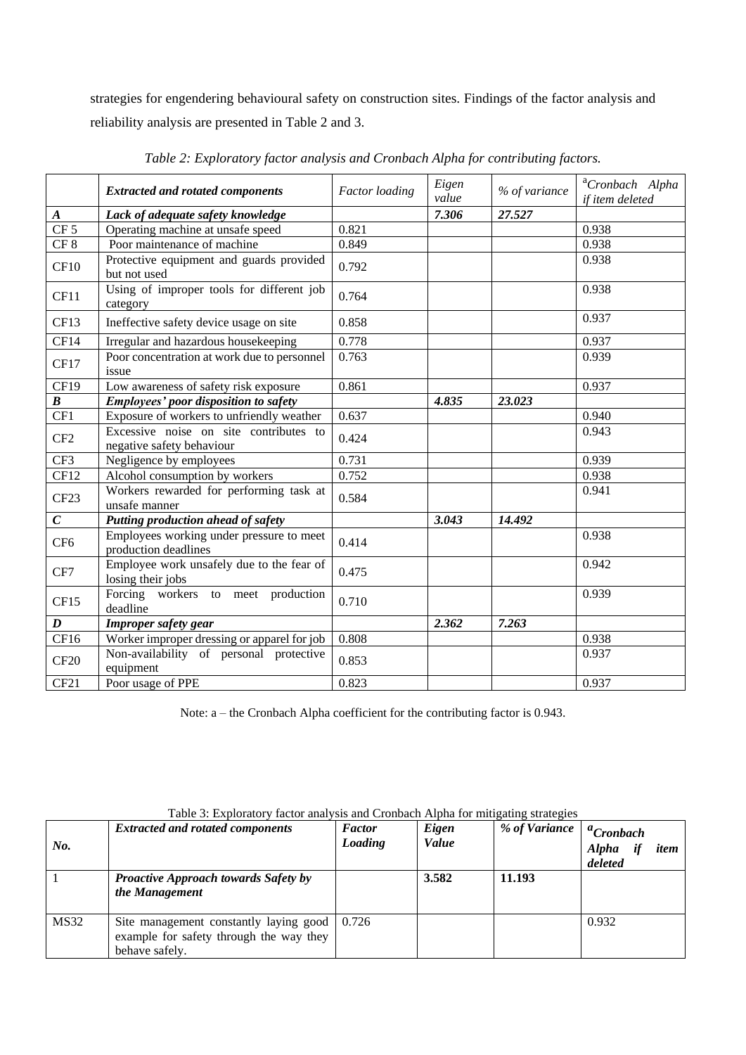strategies for engendering behavioural safety on construction sites. Findings of the factor analysis and reliability analysis are presented in Table 2 and 3.

*Table 2: Exploratory factor analysis and Cronbach Alpha for contributing factors.*

| | ***Extracted and rotated components*** | *Factor loading* | *Eigen value* | *% of variance* | [a]*Cronbach Alpha if item deleted* |
|---|---|---|---|---|---|
| ***A*** | ***Lack of adequate safety knowledge*** | | ***7.306*** | ***27.527*** | |
| CF 5 | Operating machine at unsafe speed | 0.821 | | | 0.938 |
| CF 8 | Poor maintenance of machine | 0.849 | | | 0.938 |
| CF10 | Protective equipment and guards provided but not used | 0.792 | | | 0.938 |
| CF11 | Using of improper tools for different job category | 0.764 | | | 0.938 |
| CF13 | Ineffective safety device usage on site | 0.858 | | | 0.937 |
| CF14 | Irregular and hazardous housekeeping | 0.778 | | | 0.937 |
| CF17 | Poor concentration at work due to personnel issue | 0.763 | | | 0.939 |
| CF19 | Low awareness of safety risk exposure | 0.861 | | | 0.937 |
| ***B*** | ***Employees' poor disposition to safety*** | | ***4.835*** | ***23.023*** | |
| CF1 | Exposure of workers to unfriendly weather | 0.637 | | | 0.940 |
| CF2 | Excessive noise on site contributes to negative safety behaviour | 0.424 | | | 0.943 |
| CF3 | Negligence by employees | 0.731 | | | 0.939 |
| CF12 | Alcohol consumption by workers | 0.752 | | | 0.938 |
| CF23 | Workers rewarded for performing task at unsafe manner | 0.584 | | | 0.941 |
| ***C*** | ***Putting production ahead of safety*** | | ***3.043*** | ***14.492*** | |
| CF6 | Employees working under pressure to meet production deadlines | 0.414 | | | 0.938 |
| CF7 | Employee work unsafely due to the fear of losing their jobs | 0.475 | | | 0.942 |
| CF15 | Forcing workers to meet production deadline | 0.710 | | | 0.939 |
| ***D*** | ***Improper safety gear*** | | ***2.362*** | ***7.263*** | |
| CF16 | Worker improper dressing or apparel for job | 0.808 | | | 0.938 |
| CF20 | Non-availability of personal protective equipment | 0.853 | | | 0.937 |
| CF21 | Poor usage of PPE | 0.823 | | | 0.937 |

Note: a – the Cronbach Alpha coefficient for the contributing factor is 0.943.

Table 3: Exploratory factor analysis and Cronbach Alpha for mitigating strategies

| ***No.*** | ***Extracted and rotated components*** | ***Factor Loading*** | ***Eigen Value*** | ***% of Variance*** | [a]***Cronbach Alpha if item deleted*** |
|---|---|---|---|---|---|
| 1 | ***Proactive Approach towards Safety by the Management*** | | **3.582** | **11.193** | |
| MS32 | Site management constantly laying good example for safety through the way they behave safely. | 0.726 | | | 0.932 |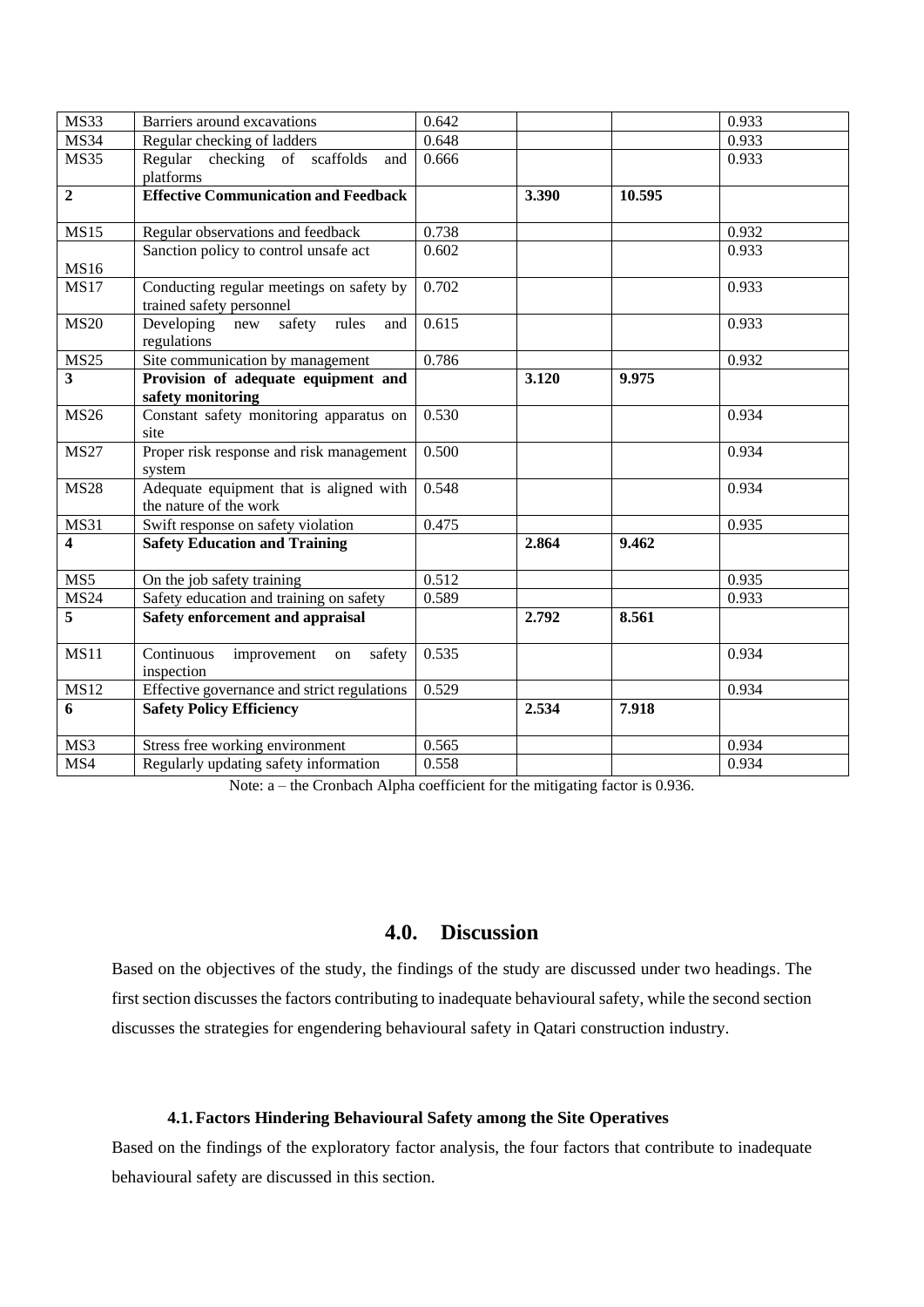| | | | | | |
|---|---|---|---|---|---|
| MS33 | Barriers around excavations | 0.642 | | | 0.933 |
| MS34 | Regular checking of ladders | 0.648 | | | 0.933 |
| MS35 | Regular checking of scaffolds and platforms | 0.666 | | | 0.933 |
| **2** | **Effective Communication and Feedback** | | **3.390** | **10.595** | |
| MS15 | Regular observations and feedback | 0.738 | | | 0.932 |
| MS16 | Sanction policy to control unsafe act | 0.602 | | | 0.933 |
| MS17 | Conducting regular meetings on safety by trained safety personnel | 0.702 | | | 0.933 |
| MS20 | Developing new safety rules and regulations | 0.615 | | | 0.933 |
| MS25 | Site communication by management | 0.786 | | | 0.932 |
| **3** | **Provision of adequate equipment and safety monitoring** | | **3.120** | **9.975** | |
| MS26 | Constant safety monitoring apparatus on site | 0.530 | | | 0.934 |
| MS27 | Proper risk response and risk management system | 0.500 | | | 0.934 |
| MS28 | Adequate equipment that is aligned with the nature of the work | 0.548 | | | 0.934 |
| MS31 | Swift response on safety violation | 0.475 | | | 0.935 |
| **4** | **Safety Education and Training** | | **2.864** | **9.462** | |
| MS5 | On the job safety training | 0.512 | | | 0.935 |
| MS24 | Safety education and training on safety | 0.589 | | | 0.933 |
| **5** | **Safety enforcement and appraisal** | | **2.792** | **8.561** | |
| MS11 | Continuous improvement on safety inspection | 0.535 | | | 0.934 |
| MS12 | Effective governance and strict regulations | 0.529 | | | 0.934 |
| **6** | **Safety Policy Efficiency** | | **2.534** | **7.918** | |
| MS3 | Stress free working environment | 0.565 | | | 0.934 |
| MS4 | Regularly updating safety information | 0.558 | | | 0.934 |

Note: a – the Cronbach Alpha coefficient for the mitigating factor is 0.936.

# 4.0. Discussion

Based on the objectives of the study, the findings of the study are discussed under two headings. The first section discusses the factors contributing to inadequate behavioural safety, while the second section discusses the strategies for engendering behavioural safety in Qatari construction industry.

## 4.1. Factors Hindering Behavioural Safety among the Site Operatives

Based on the findings of the exploratory factor analysis, the four factors that contribute to inadequate behavioural safety are discussed in this section.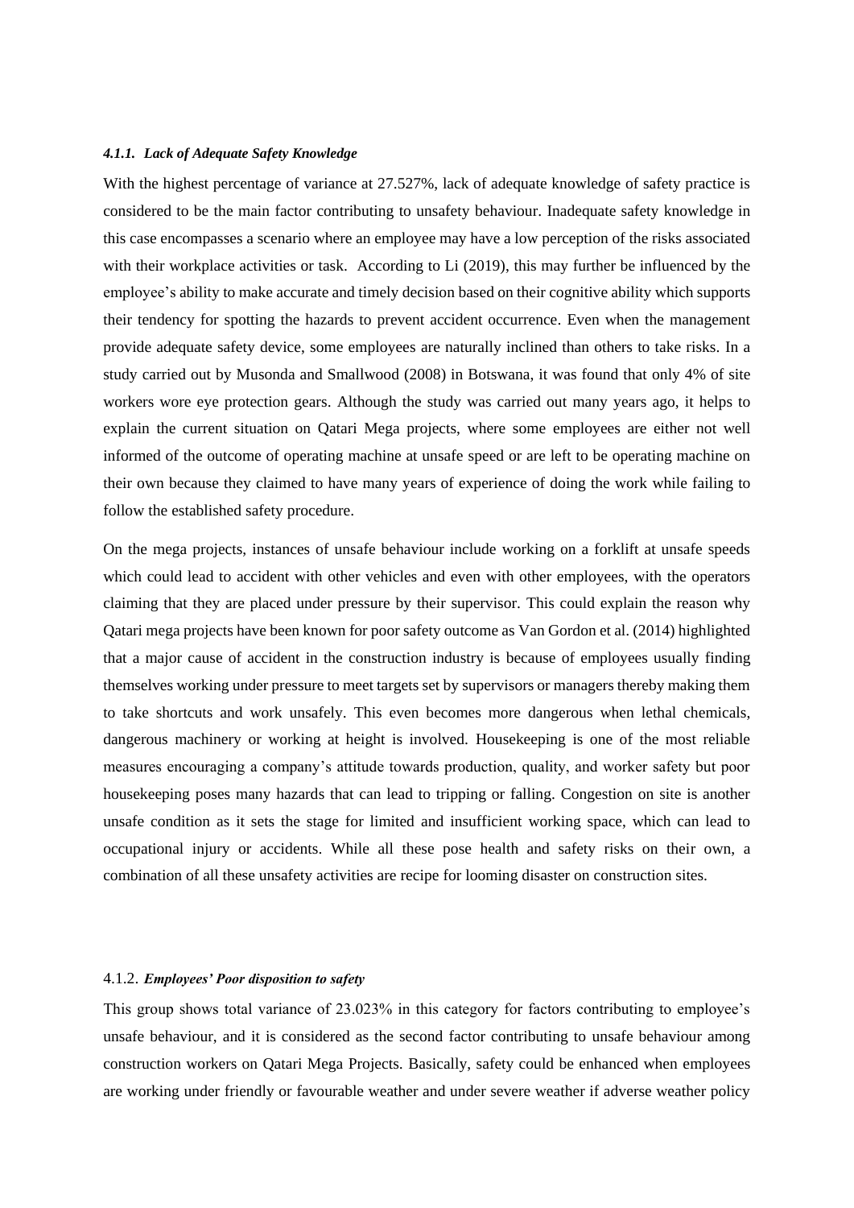#### *4.1.1. Lack of Adequate Safety Knowledge*

With the highest percentage of variance at 27.527%, lack of adequate knowledge of safety practice is considered to be the main factor contributing to unsafety behaviour. Inadequate safety knowledge in this case encompasses a scenario where an employee may have a low perception of the risks associated with their workplace activities or task. According to Li (2019), this may further be influenced by the employee's ability to make accurate and timely decision based on their cognitive ability which supports their tendency for spotting the hazards to prevent accident occurrence. Even when the management provide adequate safety device, some employees are naturally inclined than others to take risks. In a study carried out by Musonda and Smallwood (2008) in Botswana, it was found that only 4% of site workers wore eye protection gears. Although the study was carried out many years ago, it helps to explain the current situation on Qatari Mega projects, where some employees are either not well informed of the outcome of operating machine at unsafe speed or are left to be operating machine on their own because they claimed to have many years of experience of doing the work while failing to follow the established safety procedure.

On the mega projects, instances of unsafe behaviour include working on a forklift at unsafe speeds which could lead to accident with other vehicles and even with other employees, with the operators claiming that they are placed under pressure by their supervisor. This could explain the reason why Qatari mega projects have been known for poor safety outcome as Van Gordon et al. (2014) highlighted that a major cause of accident in the construction industry is because of employees usually finding themselves working under pressure to meet targets set by supervisors or managers thereby making them to take shortcuts and work unsafely. This even becomes more dangerous when lethal chemicals, dangerous machinery or working at height is involved. Housekeeping is one of the most reliable measures encouraging a company's attitude towards production, quality, and worker safety but poor housekeeping poses many hazards that can lead to tripping or falling. Congestion on site is another unsafe condition as it sets the stage for limited and insufficient working space, which can lead to occupational injury or accidents. While all these pose health and safety risks on their own, a combination of all these unsafety activities are recipe for looming disaster on construction sites.

#### 4.1.2. *Employees' Poor disposition to safety*

This group shows total variance of 23.023% in this category for factors contributing to employee's unsafe behaviour, and it is considered as the second factor contributing to unsafe behaviour among construction workers on Qatari Mega Projects. Basically, safety could be enhanced when employees are working under friendly or favourable weather and under severe weather if adverse weather policy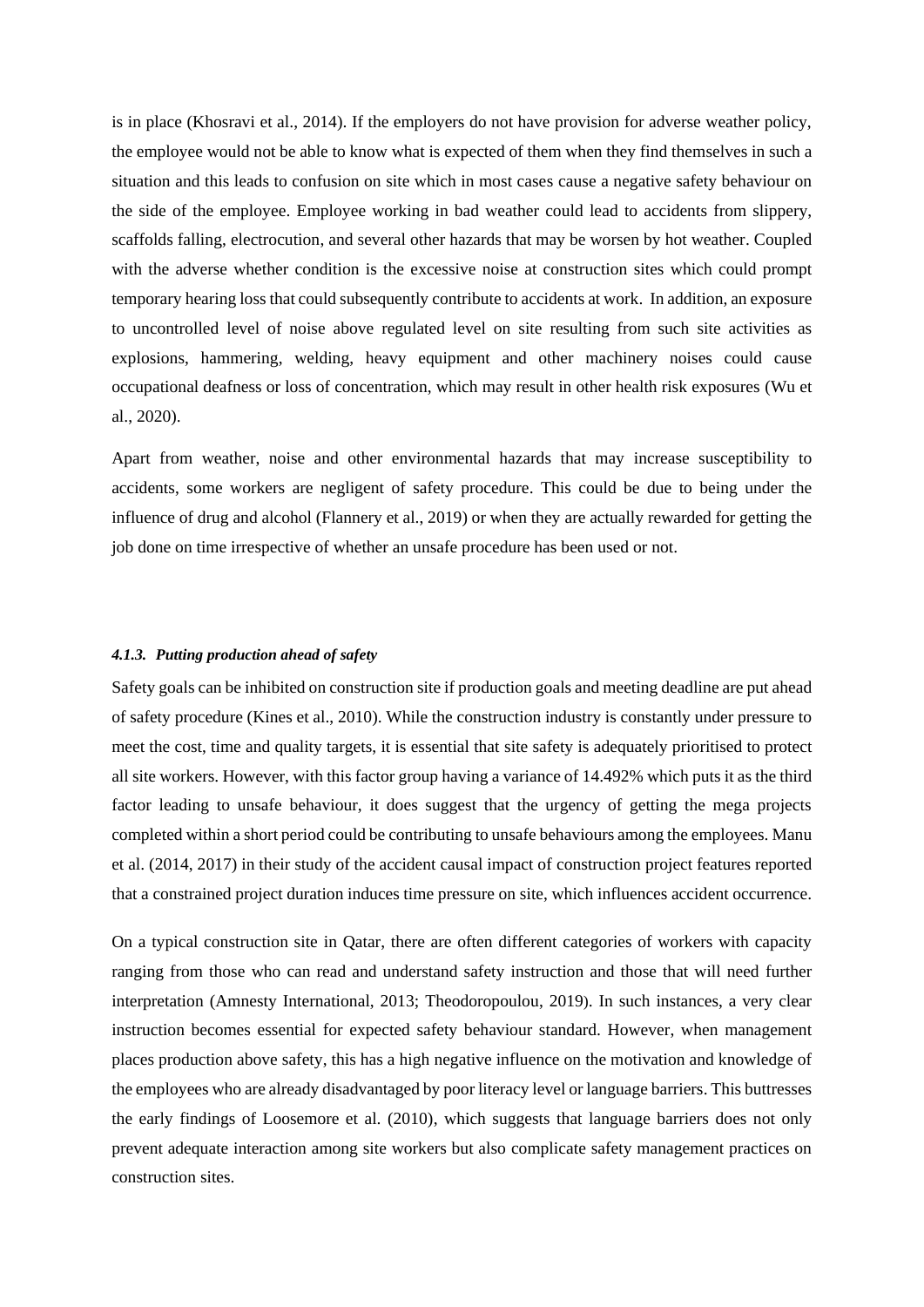is in place (Khosravi et al., 2014). If the employers do not have provision for adverse weather policy, the employee would not be able to know what is expected of them when they find themselves in such a situation and this leads to confusion on site which in most cases cause a negative safety behaviour on the side of the employee. Employee working in bad weather could lead to accidents from slippery, scaffolds falling, electrocution, and several other hazards that may be worsen by hot weather. Coupled with the adverse whether condition is the excessive noise at construction sites which could prompt temporary hearing loss that could subsequently contribute to accidents at work. In addition, an exposure to uncontrolled level of noise above regulated level on site resulting from such site activities as explosions, hammering, welding, heavy equipment and other machinery noises could cause occupational deafness or loss of concentration, which may result in other health risk exposures (Wu et al., 2020).

Apart from weather, noise and other environmental hazards that may increase susceptibility to accidents, some workers are negligent of safety procedure. This could be due to being under the influence of drug and alcohol (Flannery et al., 2019) or when they are actually rewarded for getting the job done on time irrespective of whether an unsafe procedure has been used or not.

#### *4.1.3. Putting production ahead of safety*

Safety goals can be inhibited on construction site if production goals and meeting deadline are put ahead of safety procedure (Kines et al., 2010). While the construction industry is constantly under pressure to meet the cost, time and quality targets, it is essential that site safety is adequately prioritised to protect all site workers. However, with this factor group having a variance of 14.492% which puts it as the third factor leading to unsafe behaviour, it does suggest that the urgency of getting the mega projects completed within a short period could be contributing to unsafe behaviours among the employees. Manu et al. (2014, 2017) in their study of the accident causal impact of construction project features reported that a constrained project duration induces time pressure on site, which influences accident occurrence.

On a typical construction site in Qatar, there are often different categories of workers with capacity ranging from those who can read and understand safety instruction and those that will need further interpretation (Amnesty International, 2013; Theodoropoulou, 2019). In such instances, a very clear instruction becomes essential for expected safety behaviour standard. However, when management places production above safety, this has a high negative influence on the motivation and knowledge of the employees who are already disadvantaged by poor literacy level or language barriers. This buttresses the early findings of Loosemore et al. (2010), which suggests that language barriers does not only prevent adequate interaction among site workers but also complicate safety management practices on construction sites.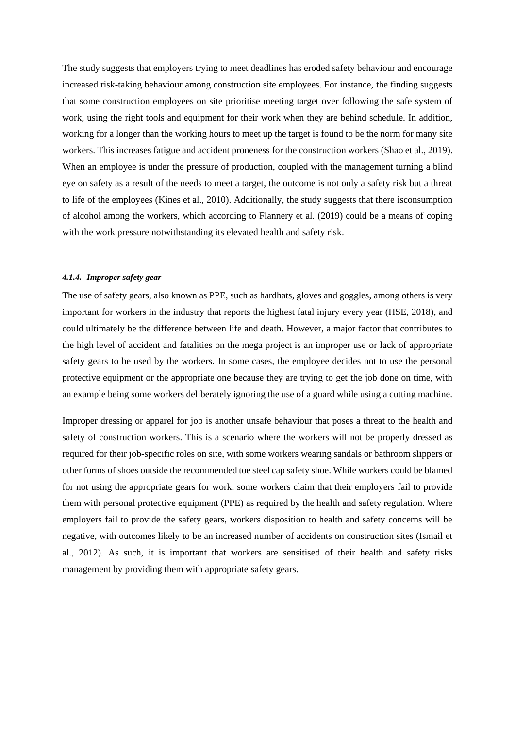The study suggests that employers trying to meet deadlines has eroded safety behaviour and encourage increased risk-taking behaviour among construction site employees. For instance, the finding suggests that some construction employees on site prioritise meeting target over following the safe system of work, using the right tools and equipment for their work when they are behind schedule. In addition, working for a longer than the working hours to meet up the target is found to be the norm for many site workers. This increases fatigue and accident proneness for the construction workers (Shao et al., 2019). When an employee is under the pressure of production, coupled with the management turning a blind eye on safety as a result of the needs to meet a target, the outcome is not only a safety risk but a threat to life of the employees (Kines et al., 2010). Additionally, the study suggests that there isconsumption of alcohol among the workers, which according to Flannery et al. (2019) could be a means of coping with the work pressure notwithstanding its elevated health and safety risk.

#### *4.1.4. Improper safety gear*

The use of safety gears, also known as PPE, such as hardhats, gloves and goggles, among others is very important for workers in the industry that reports the highest fatal injury every year (HSE, 2018), and could ultimately be the difference between life and death. However, a major factor that contributes to the high level of accident and fatalities on the mega project is an improper use or lack of appropriate safety gears to be used by the workers. In some cases, the employee decides not to use the personal protective equipment or the appropriate one because they are trying to get the job done on time, with an example being some workers deliberately ignoring the use of a guard while using a cutting machine.

Improper dressing or apparel for job is another unsafe behaviour that poses a threat to the health and safety of construction workers. This is a scenario where the workers will not be properly dressed as required for their job-specific roles on site, with some workers wearing sandals or bathroom slippers or other forms of shoes outside the recommended toe steel cap safety shoe. While workers could be blamed for not using the appropriate gears for work, some workers claim that their employers fail to provide them with personal protective equipment (PPE) as required by the health and safety regulation. Where employers fail to provide the safety gears, workers disposition to health and safety concerns will be negative, with outcomes likely to be an increased number of accidents on construction sites (Ismail et al., 2012). As such, it is important that workers are sensitised of their health and safety risks management by providing them with appropriate safety gears.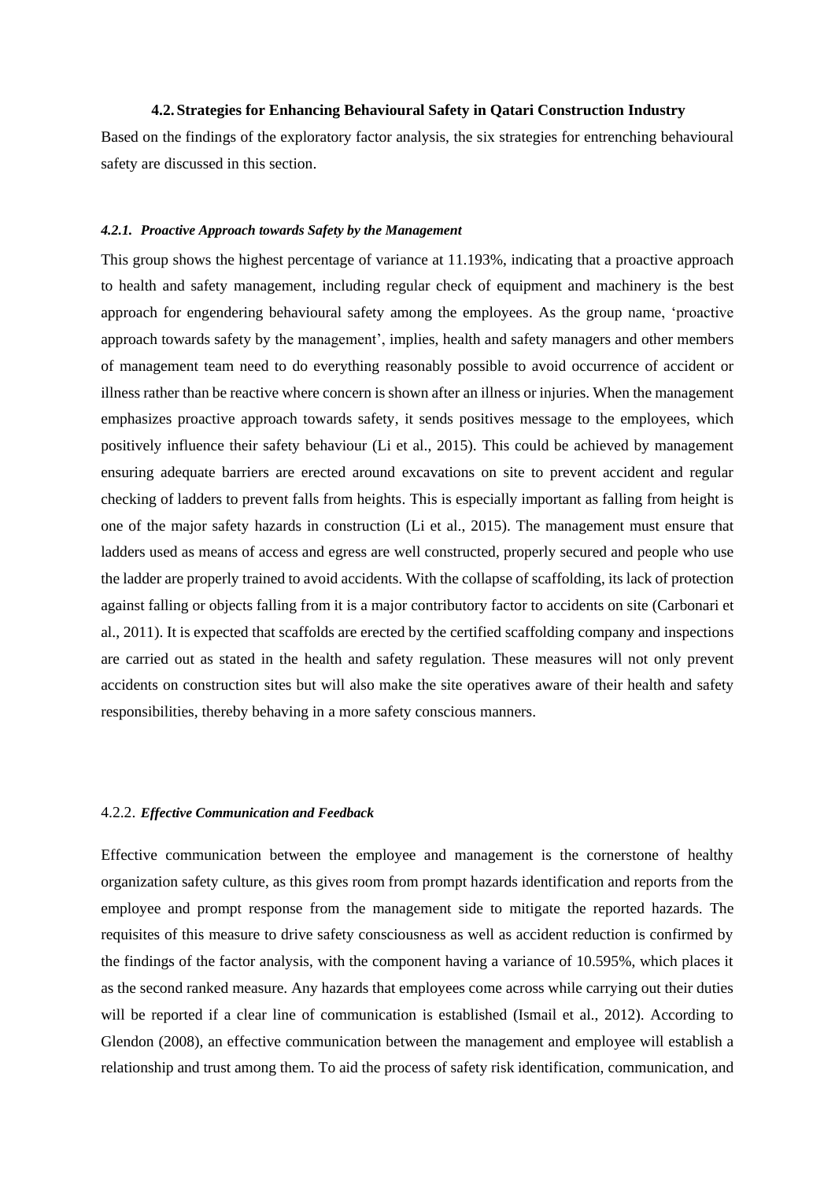### 4.2. Strategies for Enhancing Behavioural Safety in Qatari Construction Industry

Based on the findings of the exploratory factor analysis, the six strategies for entrenching behavioural safety are discussed in this section.

#### *4.2.1. Proactive Approach towards Safety by the Management*

This group shows the highest percentage of variance at 11.193%, indicating that a proactive approach to health and safety management, including regular check of equipment and machinery is the best approach for engendering behavioural safety among the employees. As the group name, 'proactive approach towards safety by the management', implies, health and safety managers and other members of management team need to do everything reasonably possible to avoid occurrence of accident or illness rather than be reactive where concern is shown after an illness or injuries. When the management emphasizes proactive approach towards safety, it sends positives message to the employees, which positively influence their safety behaviour (Li et al., 2015). This could be achieved by management ensuring adequate barriers are erected around excavations on site to prevent accident and regular checking of ladders to prevent falls from heights. This is especially important as falling from height is one of the major safety hazards in construction (Li et al., 2015). The management must ensure that ladders used as means of access and egress are well constructed, properly secured and people who use the ladder are properly trained to avoid accidents. With the collapse of scaffolding, its lack of protection against falling or objects falling from it is a major contributory factor to accidents on site (Carbonari et al., 2011). It is expected that scaffolds are erected by the certified scaffolding company and inspections are carried out as stated in the health and safety regulation. These measures will not only prevent accidents on construction sites but will also make the site operatives aware of their health and safety responsibilities, thereby behaving in a more safety conscious manners.

#### 4.2.2. *Effective Communication and Feedback*

Effective communication between the employee and management is the cornerstone of healthy organization safety culture, as this gives room from prompt hazards identification and reports from the employee and prompt response from the management side to mitigate the reported hazards. The requisites of this measure to drive safety consciousness as well as accident reduction is confirmed by the findings of the factor analysis, with the component having a variance of 10.595%, which places it as the second ranked measure. Any hazards that employees come across while carrying out their duties will be reported if a clear line of communication is established (Ismail et al., 2012). According to Glendon (2008), an effective communication between the management and employee will establish a relationship and trust among them. To aid the process of safety risk identification, communication, and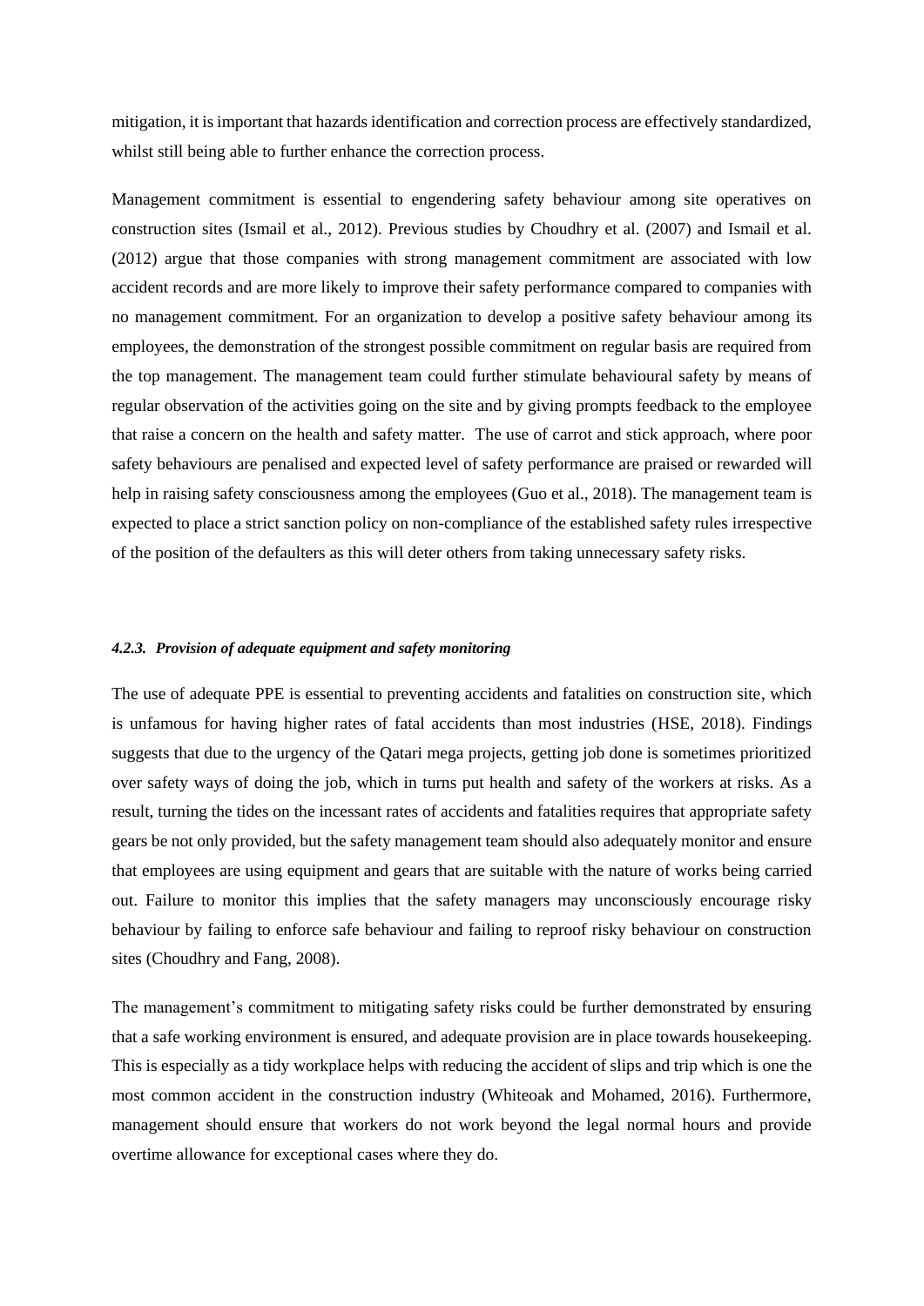mitigation, it is important that hazards identification and correction process are effectively standardized, whilst still being able to further enhance the correction process.

Management commitment is essential to engendering safety behaviour among site operatives on construction sites (Ismail et al., 2012). Previous studies by Choudhry et al. (2007) and Ismail et al. (2012) argue that those companies with strong management commitment are associated with low accident records and are more likely to improve their safety performance compared to companies with no management commitment. For an organization to develop a positive safety behaviour among its employees, the demonstration of the strongest possible commitment on regular basis are required from the top management. The management team could further stimulate behavioural safety by means of regular observation of the activities going on the site and by giving prompts feedback to the employee that raise a concern on the health and safety matter.  The use of carrot and stick approach, where poor safety behaviours are penalised and expected level of safety performance are praised or rewarded will help in raising safety consciousness among the employees (Guo et al., 2018). The management team is expected to place a strict sanction policy on non-compliance of the established safety rules irrespective of the position of the defaulters as this will deter others from taking unnecessary safety risks.

#### *4.2.3. Provision of adequate equipment and safety monitoring*

The use of adequate PPE is essential to preventing accidents and fatalities on construction site, which is unfamous for having higher rates of fatal accidents than most industries (HSE, 2018). Findings suggests that due to the urgency of the Qatari mega projects, getting job done is sometimes prioritized over safety ways of doing the job, which in turns put health and safety of the workers at risks. As a result, turning the tides on the incessant rates of accidents and fatalities requires that appropriate safety gears be not only provided, but the safety management team should also adequately monitor and ensure that employees are using equipment and gears that are suitable with the nature of works being carried out. Failure to monitor this implies that the safety managers may unconsciously encourage risky behaviour by failing to enforce safe behaviour and failing to reproof risky behaviour on construction sites (Choudhry and Fang, 2008).

The management's commitment to mitigating safety risks could be further demonstrated by ensuring that a safe working environment is ensured, and adequate provision are in place towards housekeeping. This is especially as a tidy workplace helps with reducing the accident of slips and trip which is one the most common accident in the construction industry (Whiteoak and Mohamed, 2016). Furthermore, management should ensure that workers do not work beyond the legal normal hours and provide overtime allowance for exceptional cases where they do.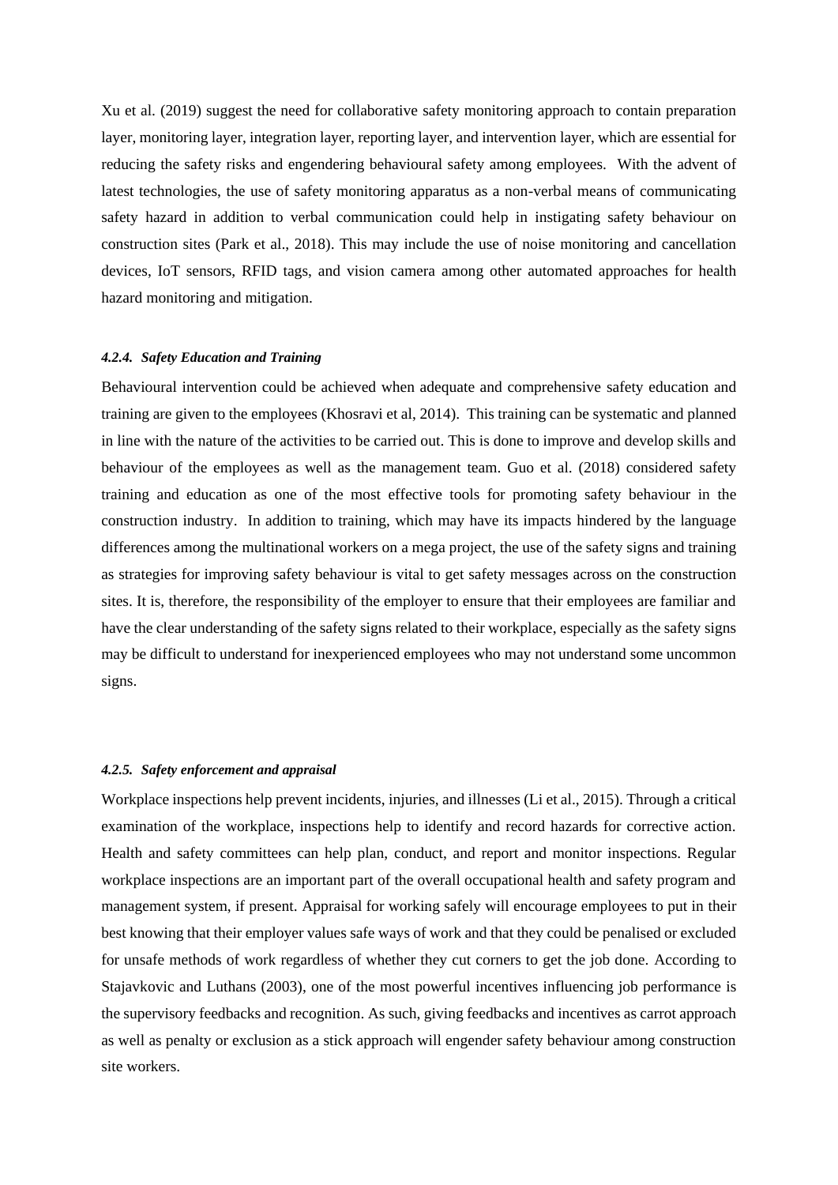Xu et al. (2019) suggest the need for collaborative safety monitoring approach to contain preparation layer, monitoring layer, integration layer, reporting layer, and intervention layer, which are essential for reducing the safety risks and engendering behavioural safety among employees. With the advent of latest technologies, the use of safety monitoring apparatus as a non-verbal means of communicating safety hazard in addition to verbal communication could help in instigating safety behaviour on construction sites (Park et al., 2018). This may include the use of noise monitoring and cancellation devices, IoT sensors, RFID tags, and vision camera among other automated approaches for health hazard monitoring and mitigation.

#### *4.2.4. Safety Education and Training*

Behavioural intervention could be achieved when adequate and comprehensive safety education and training are given to the employees (Khosravi et al, 2014). This training can be systematic and planned in line with the nature of the activities to be carried out. This is done to improve and develop skills and behaviour of the employees as well as the management team. Guo et al. (2018) considered safety training and education as one of the most effective tools for promoting safety behaviour in the construction industry. In addition to training, which may have its impacts hindered by the language differences among the multinational workers on a mega project, the use of the safety signs and training as strategies for improving safety behaviour is vital to get safety messages across on the construction sites. It is, therefore, the responsibility of the employer to ensure that their employees are familiar and have the clear understanding of the safety signs related to their workplace, especially as the safety signs may be difficult to understand for inexperienced employees who may not understand some uncommon signs.

#### *4.2.5. Safety enforcement and appraisal*

Workplace inspections help prevent incidents, injuries, and illnesses (Li et al., 2015). Through a critical examination of the workplace, inspections help to identify and record hazards for corrective action. Health and safety committees can help plan, conduct, and report and monitor inspections. Regular workplace inspections are an important part of the overall occupational health and safety program and management system, if present. Appraisal for working safely will encourage employees to put in their best knowing that their employer values safe ways of work and that they could be penalised or excluded for unsafe methods of work regardless of whether they cut corners to get the job done. According to Stajavkovic and Luthans (2003), one of the most powerful incentives influencing job performance is the supervisory feedbacks and recognition. As such, giving feedbacks and incentives as carrot approach as well as penalty or exclusion as a stick approach will engender safety behaviour among construction site workers.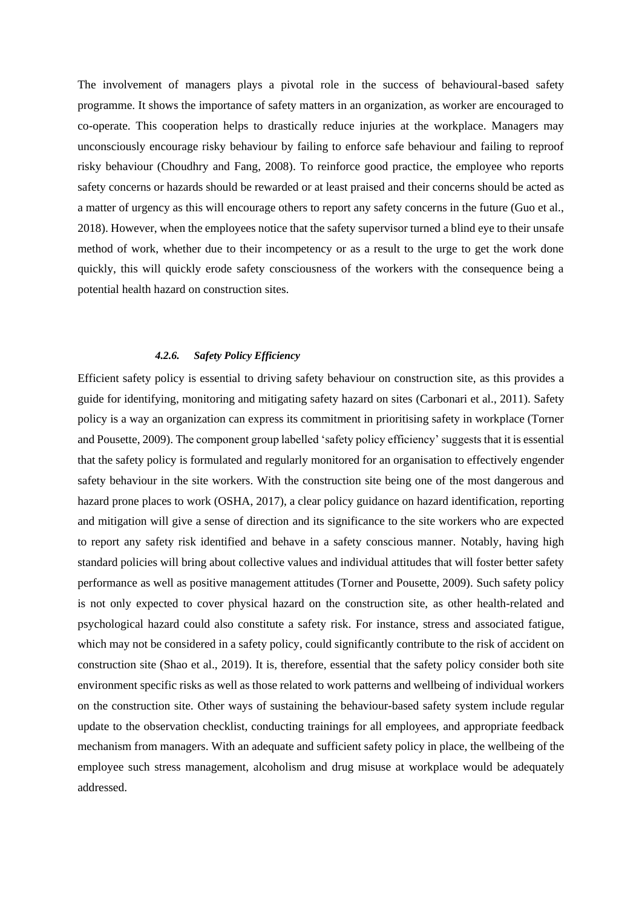The involvement of managers plays a pivotal role in the success of behavioural-based safety programme. It shows the importance of safety matters in an organization, as worker are encouraged to co-operate. This cooperation helps to drastically reduce injuries at the workplace. Managers may unconsciously encourage risky behaviour by failing to enforce safe behaviour and failing to reproof risky behaviour (Choudhry and Fang, 2008). To reinforce good practice, the employee who reports safety concerns or hazards should be rewarded or at least praised and their concerns should be acted as a matter of urgency as this will encourage others to report any safety concerns in the future (Guo et al., 2018). However, when the employees notice that the safety supervisor turned a blind eye to their unsafe method of work, whether due to their incompetency or as a result to the urge to get the work done quickly, this will quickly erode safety consciousness of the workers with the consequence being a potential health hazard on construction sites.

#### *4.2.6. Safety Policy Efficiency*

Efficient safety policy is essential to driving safety behaviour on construction site, as this provides a guide for identifying, monitoring and mitigating safety hazard on sites (Carbonari et al., 2011). Safety policy is a way an organization can express its commitment in prioritising safety in workplace (Torner and Pousette, 2009). The component group labelled 'safety policy efficiency' suggests that it is essential that the safety policy is formulated and regularly monitored for an organisation to effectively engender safety behaviour in the site workers. With the construction site being one of the most dangerous and hazard prone places to work (OSHA, 2017), a clear policy guidance on hazard identification, reporting and mitigation will give a sense of direction and its significance to the site workers who are expected to report any safety risk identified and behave in a safety conscious manner. Notably, having high standard policies will bring about collective values and individual attitudes that will foster better safety performance as well as positive management attitudes (Torner and Pousette, 2009). Such safety policy is not only expected to cover physical hazard on the construction site, as other health-related and psychological hazard could also constitute a safety risk. For instance, stress and associated fatigue, which may not be considered in a safety policy, could significantly contribute to the risk of accident on construction site (Shao et al., 2019). It is, therefore, essential that the safety policy consider both site environment specific risks as well as those related to work patterns and wellbeing of individual workers on the construction site. Other ways of sustaining the behaviour-based safety system include regular update to the observation checklist, conducting trainings for all employees, and appropriate feedback mechanism from managers. With an adequate and sufficient safety policy in place, the wellbeing of the employee such stress management, alcoholism and drug misuse at workplace would be adequately addressed.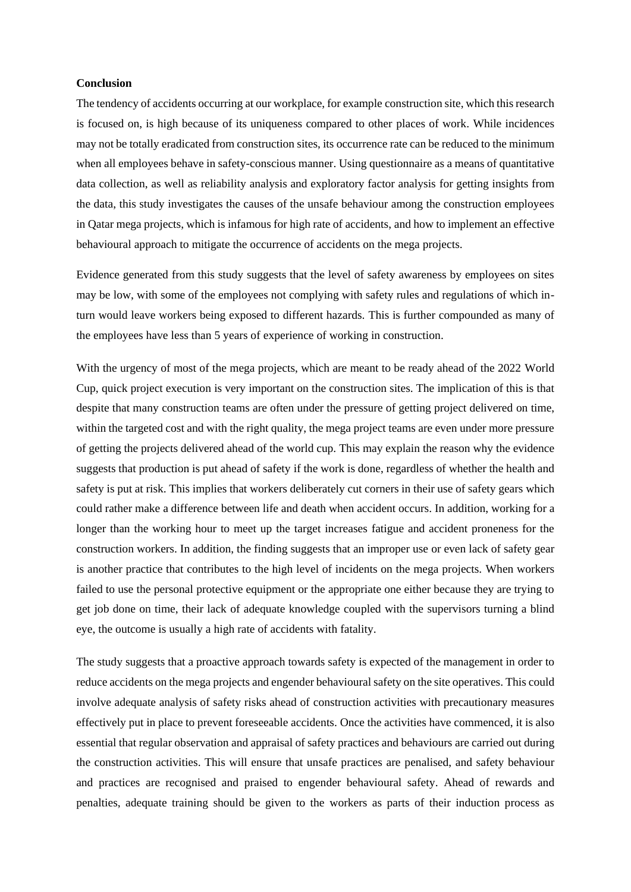**Conclusion**

The tendency of accidents occurring at our workplace, for example construction site, which this research is focused on, is high because of its uniqueness compared to other places of work. While incidences may not be totally eradicated from construction sites, its occurrence rate can be reduced to the minimum when all employees behave in safety-conscious manner. Using questionnaire as a means of quantitative data collection, as well as reliability analysis and exploratory factor analysis for getting insights from the data, this study investigates the causes of the unsafe behaviour among the construction employees in Qatar mega projects, which is infamous for high rate of accidents, and how to implement an effective behavioural approach to mitigate the occurrence of accidents on the mega projects.

Evidence generated from this study suggests that the level of safety awareness by employees on sites may be low, with some of the employees not complying with safety rules and regulations of which in-turn would leave workers being exposed to different hazards. This is further compounded as many of the employees have less than 5 years of experience of working in construction.

With the urgency of most of the mega projects, which are meant to be ready ahead of the 2022 World Cup, quick project execution is very important on the construction sites. The implication of this is that despite that many construction teams are often under the pressure of getting project delivered on time, within the targeted cost and with the right quality, the mega project teams are even under more pressure of getting the projects delivered ahead of the world cup. This may explain the reason why the evidence suggests that production is put ahead of safety if the work is done, regardless of whether the health and safety is put at risk. This implies that workers deliberately cut corners in their use of safety gears which could rather make a difference between life and death when accident occurs. In addition, working for a longer than the working hour to meet up the target increases fatigue and accident proneness for the construction workers. In addition, the finding suggests that an improper use or even lack of safety gear is another practice that contributes to the high level of incidents on the mega projects. When workers failed to use the personal protective equipment or the appropriate one either because they are trying to get job done on time, their lack of adequate knowledge coupled with the supervisors turning a blind eye, the outcome is usually a high rate of accidents with fatality.

The study suggests that a proactive approach towards safety is expected of the management in order to reduce accidents on the mega projects and engender behavioural safety on the site operatives. This could involve adequate analysis of safety risks ahead of construction activities with precautionary measures effectively put in place to prevent foreseeable accidents. Once the activities have commenced, it is also essential that regular observation and appraisal of safety practices and behaviours are carried out during the construction activities. This will ensure that unsafe practices are penalised, and safety behaviour and practices are recognised and praised to engender behavioural safety. Ahead of rewards and penalties, adequate training should be given to the workers as parts of their induction process as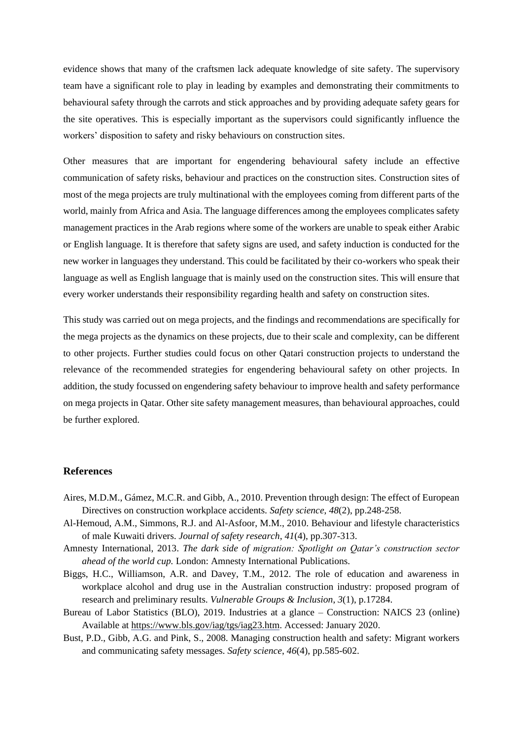evidence shows that many of the craftsmen lack adequate knowledge of site safety. The supervisory team have a significant role to play in leading by examples and demonstrating their commitments to behavioural safety through the carrots and stick approaches and by providing adequate safety gears for the site operatives. This is especially important as the supervisors could significantly influence the workers' disposition to safety and risky behaviours on construction sites.

Other measures that are important for engendering behavioural safety include an effective communication of safety risks, behaviour and practices on the construction sites. Construction sites of most of the mega projects are truly multinational with the employees coming from different parts of the world, mainly from Africa and Asia. The language differences among the employees complicates safety management practices in the Arab regions where some of the workers are unable to speak either Arabic or English language. It is therefore that safety signs are used, and safety induction is conducted for the new worker in languages they understand. This could be facilitated by their co-workers who speak their language as well as English language that is mainly used on the construction sites. This will ensure that every worker understands their responsibility regarding health and safety on construction sites.

This study was carried out on mega projects, and the findings and recommendations are specifically for the mega projects as the dynamics on these projects, due to their scale and complexity, can be different to other projects. Further studies could focus on other Qatari construction projects to understand the relevance of the recommended strategies for engendering behavioural safety on other projects. In addition, the study focussed on engendering safety behaviour to improve health and safety performance on mega projects in Qatar. Other site safety management measures, than behavioural approaches, could be further explored.

## References

Aires, M.D.M., Gámez, M.C.R. and Gibb, A., 2010. Prevention through design: The effect of European Directives on construction workplace accidents. *Safety science*, *48*(2), pp.248-258.

Al-Hemoud, A.M., Simmons, R.J. and Al-Asfoor, M.M., 2010. Behaviour and lifestyle characteristics of male Kuwaiti drivers. *Journal of safety research*, *41*(4), pp.307-313.

Amnesty International, 2013. *The dark side of migration: Spotlight on Qatar's construction sector ahead of the world cup.* London: Amnesty International Publications.

Biggs, H.C., Williamson, A.R. and Davey, T.M., 2012. The role of education and awareness in workplace alcohol and drug use in the Australian construction industry: proposed program of research and preliminary results. *Vulnerable Groups & Inclusion*, *3*(1), p.17284.

Bureau of Labor Statistics (BLO), 2019. Industries at a glance – Construction: NAICS 23 (online) Available at https://www.bls.gov/iag/tgs/iag23.htm. Accessed: January 2020.

Bust, P.D., Gibb, A.G. and Pink, S., 2008. Managing construction health and safety: Migrant workers and communicating safety messages. *Safety science*, *46*(4), pp.585-602.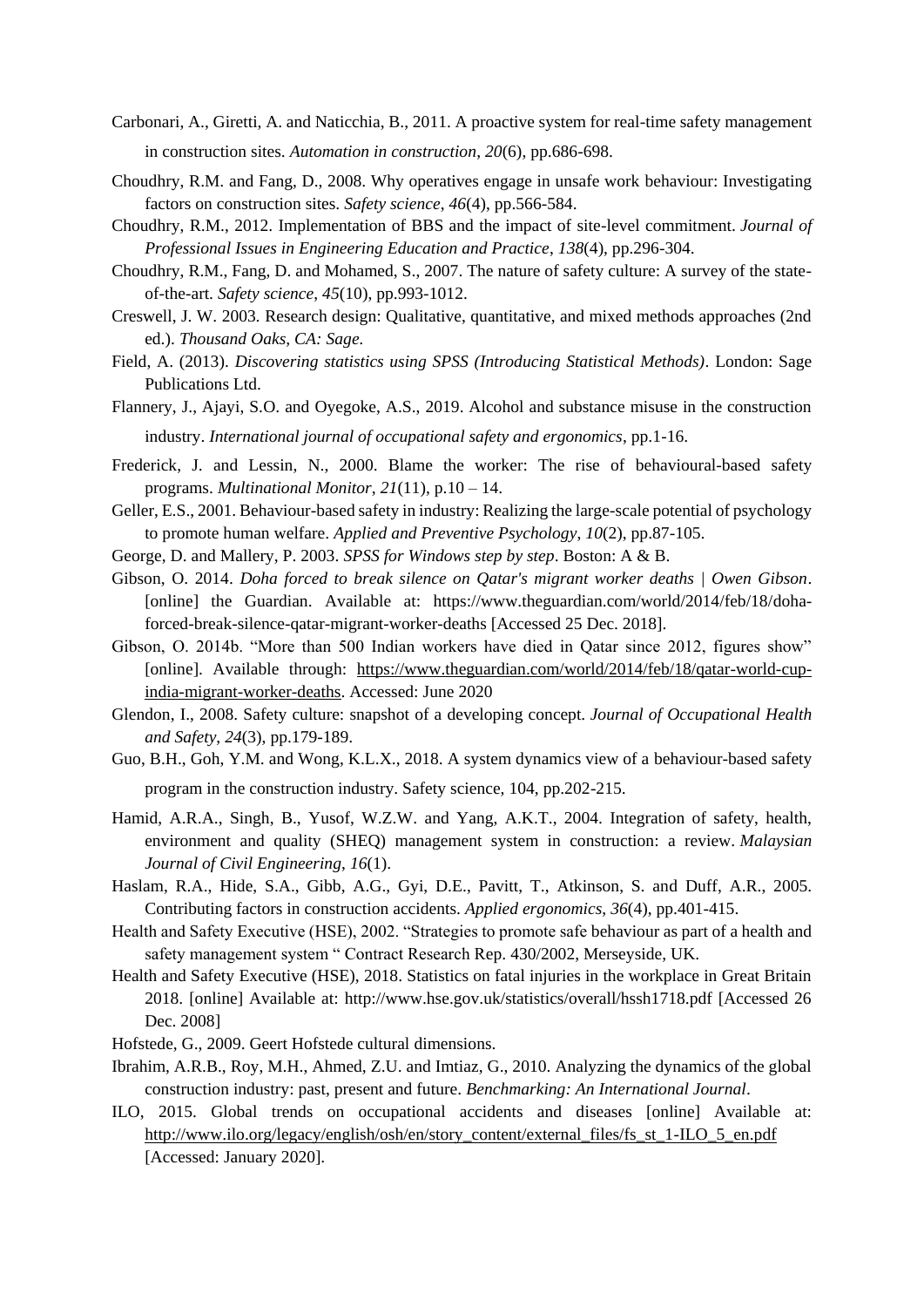Carbonari, A., Giretti, A. and Naticchia, B., 2011. A proactive system for real-time safety management in construction sites. *Automation in construction*, *20*(6), pp.686-698.

Choudhry, R.M. and Fang, D., 2008. Why operatives engage in unsafe work behaviour: Investigating factors on construction sites. *Safety science*, *46*(4), pp.566-584.

Choudhry, R.M., 2012. Implementation of BBS and the impact of site-level commitment. *Journal of Professional Issues in Engineering Education and Practice*, *138*(4), pp.296-304.

Choudhry, R.M., Fang, D. and Mohamed, S., 2007. The nature of safety culture: A survey of the state-of-the-art. *Safety science*, *45*(10), pp.993-1012.

Creswell, J. W. 2003. Research design: Qualitative, quantitative, and mixed methods approaches (2nd ed.). *Thousand Oaks, CA: Sage.*

Field, A. (2013). *Discovering statistics using SPSS (Introducing Statistical Methods)*. London: Sage Publications Ltd.

Flannery, J., Ajayi, S.O. and Oyegoke, A.S., 2019. Alcohol and substance misuse in the construction industry. *International journal of occupational safety and ergonomics*, pp.1-16.

Frederick, J. and Lessin, N., 2000. Blame the worker: The rise of behavioural-based safety programs. *Multinational Monitor*, *21*(11), p.10 – 14.

Geller, E.S., 2001. Behaviour-based safety in industry: Realizing the large-scale potential of psychology to promote human welfare. *Applied and Preventive Psychology*, *10*(2), pp.87-105.

George, D. and Mallery, P. 2003. *SPSS for Windows step by step*. Boston: A & B.

Gibson, O. 2014. *Doha forced to break silence on Qatar's migrant worker deaths | Owen Gibson*. [online] the Guardian. Available at: https://www.theguardian.com/world/2014/feb/18/doha-forced-break-silence-qatar-migrant-worker-deaths [Accessed 25 Dec. 2018].

Gibson, O. 2014b. "More than 500 Indian workers have died in Qatar since 2012, figures show" [online]. Available through: https://www.theguardian.com/world/2014/feb/18/qatar-world-cup-india-migrant-worker-deaths. Accessed: June 2020

Glendon, I., 2008. Safety culture: snapshot of a developing concept. *Journal of Occupational Health and Safety*, *24*(3), pp.179-189.

Guo, B.H., Goh, Y.M. and Wong, K.L.X., 2018. A system dynamics view of a behaviour-based safety program in the construction industry. Safety science, 104, pp.202-215.

Hamid, A.R.A., Singh, B., Yusof, W.Z.W. and Yang, A.K.T., 2004. Integration of safety, health, environment and quality (SHEQ) management system in construction: a review. *Malaysian Journal of Civil Engineering*, *16*(1).

Haslam, R.A., Hide, S.A., Gibb, A.G., Gyi, D.E., Pavitt, T., Atkinson, S. and Duff, A.R., 2005. Contributing factors in construction accidents. *Applied ergonomics*, *36*(4), pp.401-415.

Health and Safety Executive (HSE), 2002. "Strategies to promote safe behaviour as part of a health and safety management system " Contract Research Rep. 430/2002, Merseyside, UK.

Health and Safety Executive (HSE), 2018. Statistics on fatal injuries in the workplace in Great Britain 2018. [online] Available at: http://www.hse.gov.uk/statistics/overall/hssh1718.pdf [Accessed 26 Dec. 2008]

Hofstede, G., 2009. Geert Hofstede cultural dimensions.

Ibrahim, A.R.B., Roy, M.H., Ahmed, Z.U. and Imtiaz, G., 2010. Analyzing the dynamics of the global construction industry: past, present and future. *Benchmarking: An International Journal*.

ILO, 2015. Global trends on occupational accidents and diseases [online] Available at: http://www.ilo.org/legacy/english/osh/en/story_content/external_files/fs_st_1-ILO_5_en.pdf [Accessed: January 2020].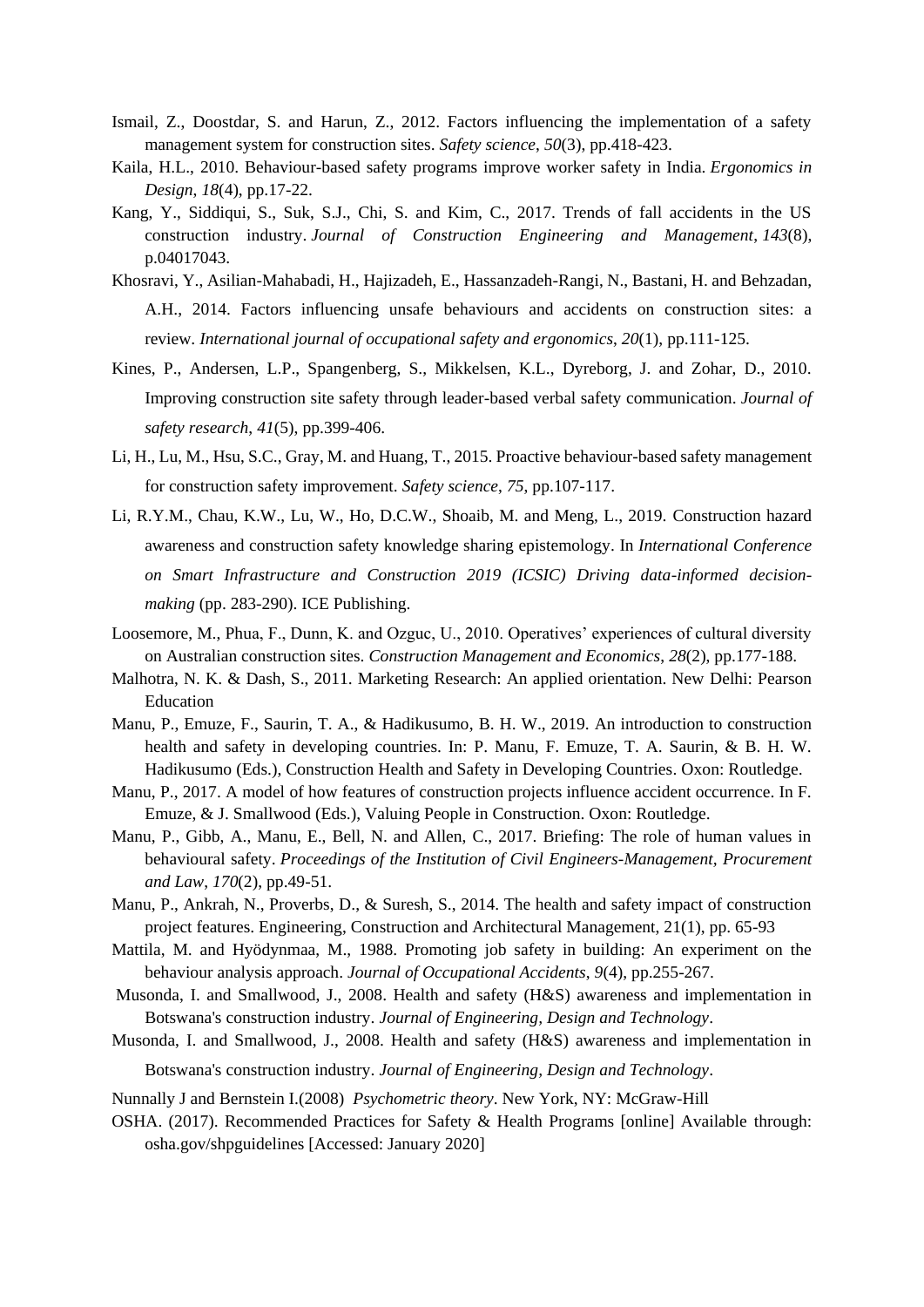Ismail, Z., Doostdar, S. and Harun, Z., 2012. Factors influencing the implementation of a safety management system for construction sites. *Safety science*, *50*(3), pp.418-423.

Kaila, H.L., 2010. Behaviour-based safety programs improve worker safety in India. *Ergonomics in Design*, *18*(4), pp.17-22.

Kang, Y., Siddiqui, S., Suk, S.J., Chi, S. and Kim, C., 2017. Trends of fall accidents in the US construction industry. *Journal of Construction Engineering and Management*, *143*(8), p.04017043.

Khosravi, Y., Asilian-Mahabadi, H., Hajizadeh, E., Hassanzadeh-Rangi, N., Bastani, H. and Behzadan, A.H., 2014. Factors influencing unsafe behaviours and accidents on construction sites: a review. *International journal of occupational safety and ergonomics*, *20*(1), pp.111-125.

Kines, P., Andersen, L.P., Spangenberg, S., Mikkelsen, K.L., Dyreborg, J. and Zohar, D., 2010. Improving construction site safety through leader-based verbal safety communication. *Journal of safety research*, *41*(5), pp.399-406.

Li, H., Lu, M., Hsu, S.C., Gray, M. and Huang, T., 2015. Proactive behaviour-based safety management for construction safety improvement. *Safety science*, *75*, pp.107-117.

Li, R.Y.M., Chau, K.W., Lu, W., Ho, D.C.W., Shoaib, M. and Meng, L., 2019. Construction hazard awareness and construction safety knowledge sharing epistemology. In *International Conference on Smart Infrastructure and Construction 2019 (ICSIC) Driving data-informed decision-making* (pp. 283-290). ICE Publishing.

Loosemore, M., Phua, F., Dunn, K. and Ozguc, U., 2010. Operatives' experiences of cultural diversity on Australian construction sites. *Construction Management and Economics*, *28*(2), pp.177-188.

Malhotra, N. K. & Dash, S., 2011. Marketing Research: An applied orientation. New Delhi: Pearson Education

Manu, P., Emuze, F., Saurin, T. A., & Hadikusumo, B. H. W., 2019. An introduction to construction health and safety in developing countries. In: P. Manu, F. Emuze, T. A. Saurin, & B. H. W. Hadikusumo (Eds.), Construction Health and Safety in Developing Countries. Oxon: Routledge.

Manu, P., 2017. A model of how features of construction projects influence accident occurrence. In F. Emuze, & J. Smallwood (Eds.), Valuing People in Construction. Oxon: Routledge.

Manu, P., Gibb, A., Manu, E., Bell, N. and Allen, C., 2017. Briefing: The role of human values in behavioural safety. *Proceedings of the Institution of Civil Engineers-Management, Procurement and Law*, *170*(2), pp.49-51.

Manu, P., Ankrah, N., Proverbs, D., & Suresh, S., 2014. The health and safety impact of construction project features. Engineering, Construction and Architectural Management, 21(1), pp. 65-93

Mattila, M. and Hyödynmaa, M., 1988. Promoting job safety in building: An experiment on the behaviour analysis approach. *Journal of Occupational Accidents*, *9*(4), pp.255-267.

Musonda, I. and Smallwood, J., 2008. Health and safety (H&S) awareness and implementation in Botswana's construction industry. *Journal of Engineering, Design and Technology*.

Musonda, I. and Smallwood, J., 2008. Health and safety (H&S) awareness and implementation in Botswana's construction industry. *Journal of Engineering, Design and Technology*.

Nunnally J and Bernstein I.(2008) *Psychometric theory*. New York, NY: McGraw-Hill

OSHA. (2017). Recommended Practices for Safety & Health Programs [online] Available through: osha.gov/shpguidelines [Accessed: January 2020]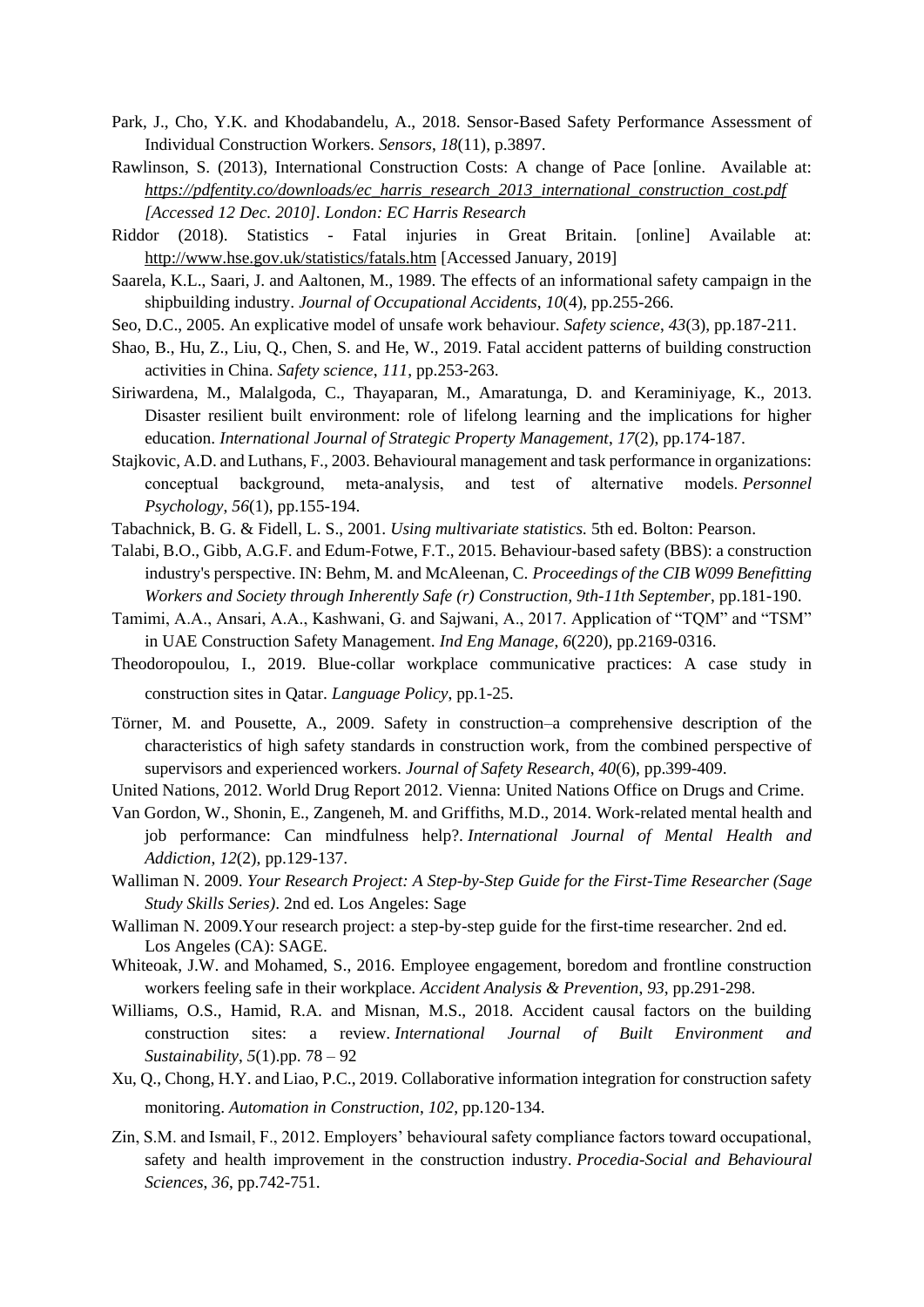Park, J., Cho, Y.K. and Khodabandelu, A., 2018. Sensor-Based Safety Performance Assessment of Individual Construction Workers. *Sensors*, *18*(11), p.3897.

Rawlinson, S. (2013), International Construction Costs: A change of Pace [online. Available at: *https://pdfentity.co/downloads/ec_harris_research_2013_international_construction_cost.pdf [Accessed 12 Dec. 2010]. London: EC Harris Research*

Riddor (2018). Statistics - Fatal injuries in Great Britain. [online] Available at: http://www.hse.gov.uk/statistics/fatals.htm [Accessed January, 2019]

Saarela, K.L., Saari, J. and Aaltonen, M., 1989. The effects of an informational safety campaign in the shipbuilding industry. *Journal of Occupational Accidents*, *10*(4), pp.255-266.

Seo, D.C., 2005. An explicative model of unsafe work behaviour. *Safety science*, *43*(3), pp.187-211.

Shao, B., Hu, Z., Liu, Q., Chen, S. and He, W., 2019. Fatal accident patterns of building construction activities in China. *Safety science*, *111*, pp.253-263.

Siriwardena, M., Malalgoda, C., Thayaparan, M., Amaratunga, D. and Keraminiyage, K., 2013. Disaster resilient built environment: role of lifelong learning and the implications for higher education. *International Journal of Strategic Property Management*, *17*(2), pp.174-187.

Stajkovic, A.D. and Luthans, F., 2003. Behavioural management and task performance in organizations: conceptual background, meta-analysis, and test of alternative models. *Personnel Psychology*, *56*(1), pp.155-194.

Tabachnick, B. G. & Fidell, L. S., 2001. *Using multivariate statistics.* 5th ed. Bolton: Pearson.

Talabi, B.O., Gibb, A.G.F. and Edum-Fotwe, F.T., 2015. Behaviour-based safety (BBS): a construction industry's perspective. IN: Behm, M. and McAleenan, C. *Proceedings of the CIB W099 Benefitting Workers and Society through Inherently Safe (r) Construction, 9th-11th September*, pp.181-190.

Tamimi, A.A., Ansari, A.A., Kashwani, G. and Sajwani, A., 2017. Application of "TQM" and "TSM" in UAE Construction Safety Management. *Ind Eng Manage*, *6*(220), pp.2169-0316.

Theodoropoulou, I., 2019. Blue-collar workplace communicative practices: A case study in construction sites in Qatar. *Language Policy*, pp.1-25.

Törner, M. and Pousette, A., 2009. Safety in construction–a comprehensive description of the characteristics of high safety standards in construction work, from the combined perspective of supervisors and experienced workers. *Journal of Safety Research*, *40*(6), pp.399-409.

United Nations, 2012. World Drug Report 2012. Vienna: United Nations Office on Drugs and Crime.

Van Gordon, W., Shonin, E., Zangeneh, M. and Griffiths, M.D., 2014. Work-related mental health and job performance: Can mindfulness help?. *International Journal of Mental Health and Addiction*, *12*(2), pp.129-137.

Walliman N. 2009. *Your Research Project: A Step-by-Step Guide for the First-Time Researcher (Sage Study Skills Series)*. 2nd ed. Los Angeles: Sage

Walliman N. 2009.Your research project: a step-by-step guide for the first-time researcher. 2nd ed. Los Angeles (CA): SAGE.

Whiteoak, J.W. and Mohamed, S., 2016. Employee engagement, boredom and frontline construction workers feeling safe in their workplace. *Accident Analysis & Prevention*, *93*, pp.291-298.

Williams, O.S., Hamid, R.A. and Misnan, M.S., 2018. Accident causal factors on the building construction sites: a review. *International Journal of Built Environment and Sustainability*, *5*(1).pp. 78 – 92

Xu, Q., Chong, H.Y. and Liao, P.C., 2019. Collaborative information integration for construction safety monitoring. *Automation in Construction*, *102*, pp.120-134.

Zin, S.M. and Ismail, F., 2012. Employers' behavioural safety compliance factors toward occupational, safety and health improvement in the construction industry. *Procedia-Social and Behavioural Sciences*, *36*, pp.742-751.